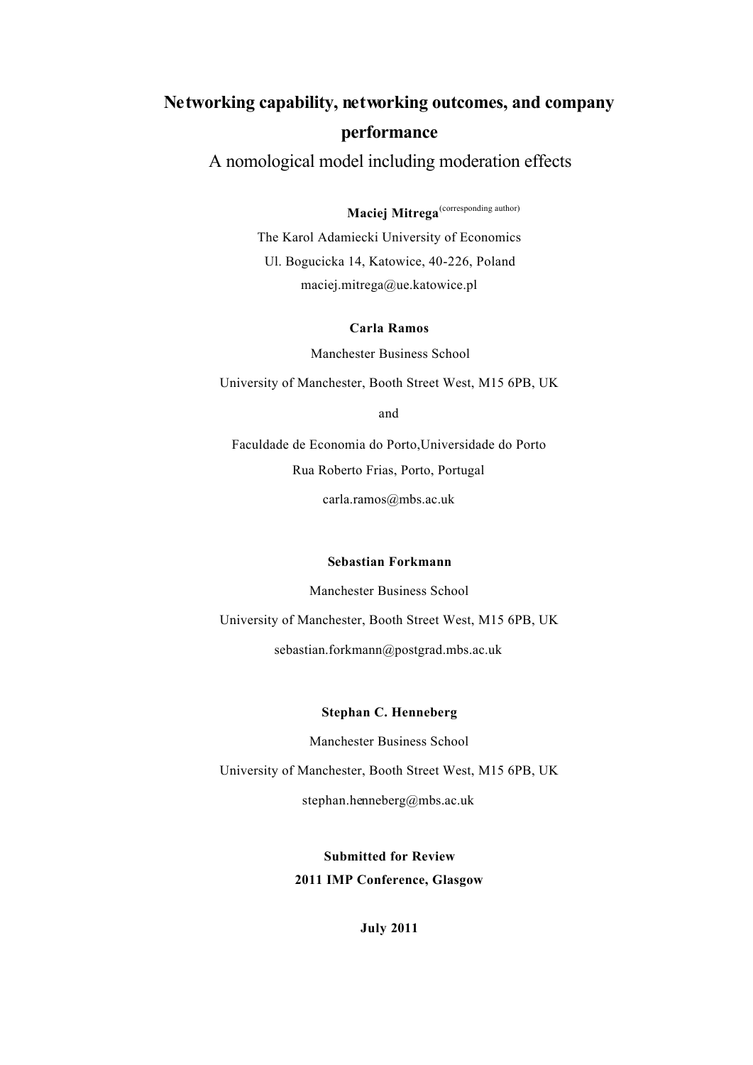# Networking capability, networking outcomes, and company performance

## A nomological model including moderation effects

**Maciej Mitrega** (corresponding author)

The Karol Adamiecki University of Economics

Ul. Bogucicka 14, Katowice, 40-226, Poland

maciej.mitrega@ue.katowice.pl

**Carla Ramos**

Manchester Business School

University of Manchester, Booth Street West, M15 6PB, UK

and

Faculdade de Economia do Porto,Universidade do Porto

Rua Roberto Frias, Porto, Portugal

carla.ramos@mbs.ac.uk

**Sebastian Forkmann**

Manchester Business School

University of Manchester, Booth Street West, M15 6PB, UK

sebastian.forkmann@postgrad.mbs.ac.uk

**Stephan C. Henneberg**

Manchester Business School

University of Manchester, Booth Street West, M15 6PB, UK

stephan.henneberg@mbs.ac.uk

**Submitted for Review**

**2011 IMP Conference, Glasgow**

**July 2011**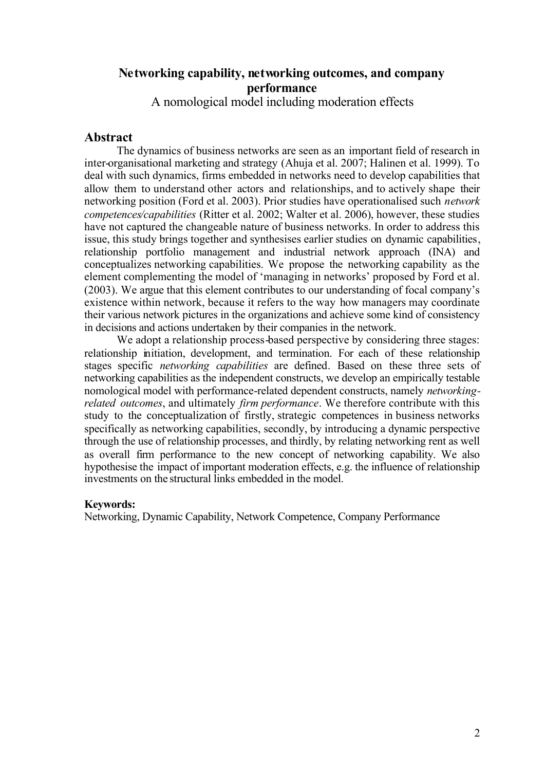# Networking capability, networking outcomes, and company performance

A nomological model including moderation effects

## Abstract

The dynamics of business networks are seen as an important field of research in inter-organisational marketing and strategy (Ahuja et al. 2007; Halinen et al. 1999). To deal with such dynamics, firms embedded in networks need to develop capabilities that allow them to understand other actors and relationships, and to actively shape their networking position (Ford et al. 2003). Prior studies have operationalised such *network competences/capabilities* (Ritter et al. 2002; Walter et al. 2006), however, these studies have not captured the changeable nature of business networks. In order to address this issue, this study brings together and synthesises earlier studies on dynamic capabilities, relationship portfolio management and industrial network approach (INA) and conceptualizes networking capabilities. We propose the networking capability as the element complementing the model of 'managing in networks' proposed by Ford et al. (2003). We argue that this element contributes to our understanding of focal company's existence within network, because it refers to the way how managers may coordinate their various network pictures in the organizations and achieve some kind of consistency in decisions and actions undertaken by their companies in the network.

We adopt a relationship process-based perspective by considering three stages: relationship initiation, development, and termination. For each of these relationship stages specific *networking capabilities* are defined. Based on these three sets of networking capabilities as the independent constructs, we develop an empirically testable nomological model with performance-related dependent constructs, namely *networking-related outcomes*, and ultimately *firm performance*. We therefore contribute with this study to the conceptualization of firstly, strategic competences in business networks specifically as networking capabilities, secondly, by introducing a dynamic perspective through the use of relationship processes, and thirdly, by relating networking rent as well as overall firm performance to the new concept of networking capability. We also hypothesise the impact of important moderation effects, e.g. the influence of relationship investments on the structural links embedded in the model.

**Keywords:**
Networking, Dynamic Capability, Network Competence, Company Performance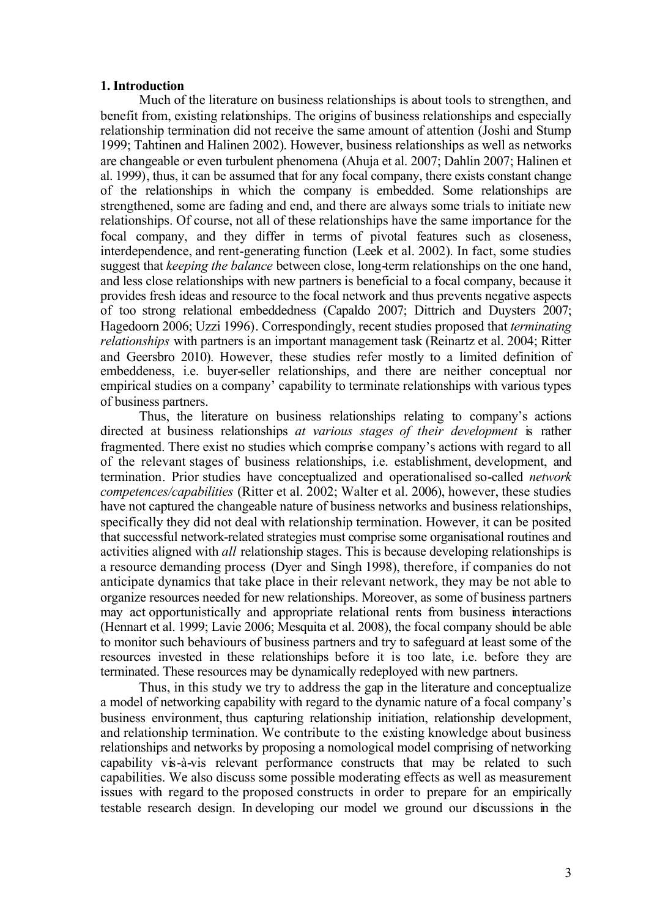## 1. Introduction

Much of the literature on business relationships is about tools to strengthen, and benefit from, existing relationships. The origins of business relationships and especially relationship termination did not receive the same amount of attention (Joshi and Stump 1999; Tahtinen and Halinen 2002). However, business relationships as well as networks are changeable or even turbulent phenomena (Ahuja et al. 2007; Dahlin 2007; Halinen et al. 1999), thus, it can be assumed that for any focal company, there exists constant change of the relationships in which the company is embedded. Some relationships are strengthened, some are fading and end, and there are always some trials to initiate new relationships. Of course, not all of these relationships have the same importance for the focal company, and they differ in terms of pivotal features such as closeness, interdependence, and rent-generating function (Leek et al. 2002). In fact, some studies suggest that *keeping the balance* between close, long-term relationships on the one hand, and less close relationships with new partners is beneficial to a focal company, because it provides fresh ideas and resource to the focal network and thus prevents negative aspects of too strong relational embeddedness (Capaldo 2007; Dittrich and Duysters 2007; Hagedoorn 2006; Uzzi 1996). Correspondingly, recent studies proposed that *terminating relationships* with partners is an important management task (Reinartz et al. 2004; Ritter and Geersbro 2010). However, these studies refer mostly to a limited definition of embeddeness, i.e. buyer-seller relationships, and there are neither conceptual nor empirical studies on a company' capability to terminate relationships with various types of business partners.

Thus, the literature on business relationships relating to company's actions directed at business relationships *at various stages of their development* is rather fragmented. There exist no studies which comprise company's actions with regard to all of the relevant stages of business relationships, i.e. establishment, development, and termination. Prior studies have conceptualized and operationalised so-called *network competences/capabilities* (Ritter et al. 2002; Walter et al. 2006), however, these studies have not captured the changeable nature of business networks and business relationships, specifically they did not deal with relationship termination. However, it can be posited that successful network-related strategies must comprise some organisational routines and activities aligned with *all* relationship stages. This is because developing relationships is a resource demanding process (Dyer and Singh 1998), therefore, if companies do not anticipate dynamics that take place in their relevant network, they may be not able to organize resources needed for new relationships. Moreover, as some of business partners may act opportunistically and appropriate relational rents from business interactions (Hennart et al. 1999; Lavie 2006; Mesquita et al. 2008), the focal company should be able to monitor such behaviours of business partners and try to safeguard at least some of the resources invested in these relationships before it is too late, i.e. before they are terminated. These resources may be dynamically redeployed with new partners.

Thus, in this study we try to address the gap in the literature and conceptualize a model of networking capability with regard to the dynamic nature of a focal company's business environment, thus capturing relationship initiation, relationship development, and relationship termination. We contribute to the existing knowledge about business relationships and networks by proposing a nomological model comprising of networking capability vis-à-vis relevant performance constructs that may be related to such capabilities. We also discuss some possible moderating effects as well as measurement issues with regard to the proposed constructs in order to prepare for an empirically testable research design. In developing our model we ground our discussions in the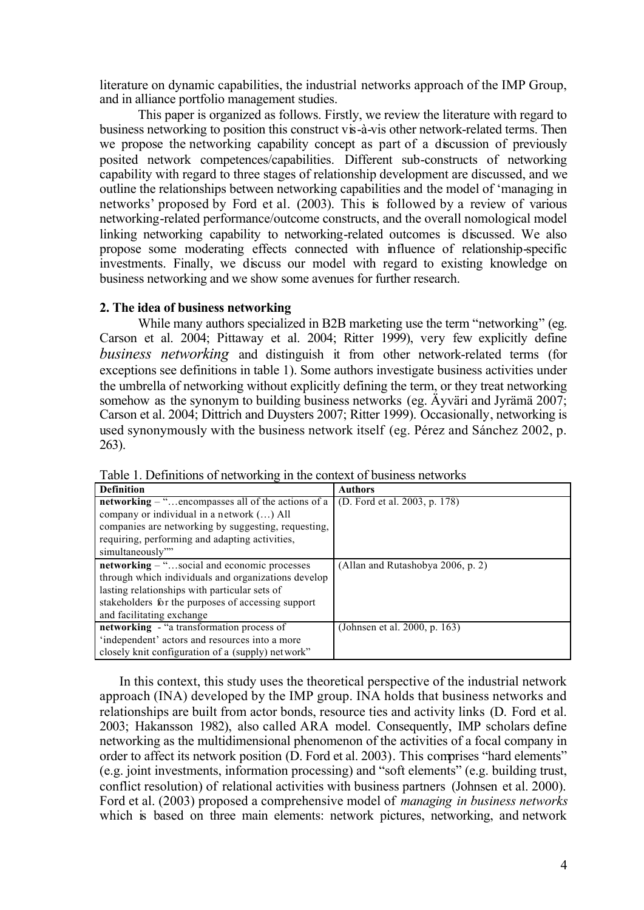literature on dynamic capabilities, the industrial networks approach of the IMP Group, and in alliance portfolio management studies.

This paper is organized as follows. Firstly, we review the literature with regard to business networking to position this construct vis-à-vis other network-related terms. Then we propose the networking capability concept as part of a discussion of previously posited network competences/capabilities. Different sub-constructs of networking capability with regard to three stages of relationship development are discussed, and we outline the relationships between networking capabilities and the model of 'managing in networks' proposed by Ford et al. (2003). This is followed by a review of various networking-related performance/outcome constructs, and the overall nomological model linking networking capability to networking-related outcomes is discussed. We also propose some moderating effects connected with influence of relationship-specific investments. Finally, we discuss our model with regard to existing knowledge on business networking and we show some avenues for further research.

## 2. The idea of business networking

While many authors specialized in B2B marketing use the term "networking" (eg. Carson et al. 2004; Pittaway et al. 2004; Ritter 1999), very few explicitly define *business networking* and distinguish it from other network-related terms (for exceptions see definitions in table 1). Some authors investigate business activities under the umbrella of networking without explicitly defining the term, or they treat networking somehow as the synonym to building business networks (eg. Äyväri and Jyrämä 2007; Carson et al. 2004; Dittrich and Duysters 2007; Ritter 1999). Occasionally, networking is used synonymously with the business network itself (eg. Pérez and Sánchez 2002, p. 263).

Table 1. Definitions of networking in the context of business networks

| Definition | Authors |
|---|---|
| **networking** – "…encompasses all of the actions of a company or individual in a network (…) All companies are networking by suggesting, requesting, requiring, performing and adapting activities, simultaneously"" | (D. Ford et al. 2003, p. 178) |
| **networking** – "…social and economic processes through which individuals and organizations develop lasting relationships with particular sets of stakeholders for the purposes of accessing support and facilitating exchange | (Allan and Rutashobya 2006, p. 2) |
| **networking** - "a transformation process of 'independent' actors and resources into a more closely knit configuration of a (supply) network" | (Johnsen et al. 2000, p. 163) |

In this context, this study uses the theoretical perspective of the industrial network approach (INA) developed by the IMP group. INA holds that business networks and relationships are built from actor bonds, resource ties and activity links (D. Ford et al. 2003; Hakansson 1982), also called ARA model. Consequently, IMP scholars define networking as the multidimensional phenomenon of the activities of a focal company in order to affect its network position (D. Ford et al. 2003). This comprises "hard elements" (e.g. joint investments, information processing) and "soft elements" (e.g. building trust, conflict resolution) of relational activities with business partners (Johnsen et al. 2000). Ford et al. (2003) proposed a comprehensive model of *managing in business networks* which is based on three main elements: network pictures, networking, and network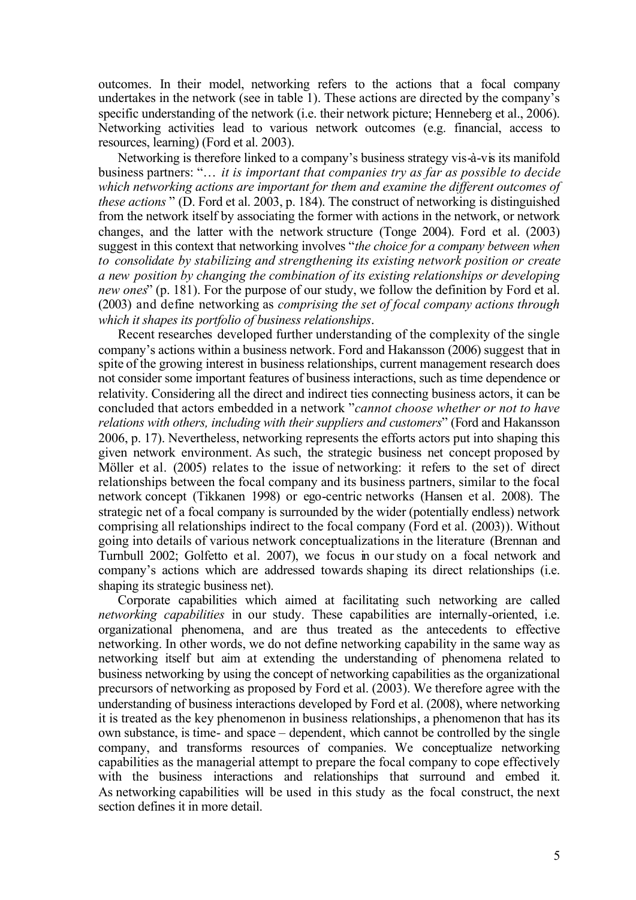outcomes. In their model, networking refers to the actions that a focal company undertakes in the network (see in table 1). These actions are directed by the company's specific understanding of the network (i.e. their network picture; Henneberg et al., 2006). Networking activities lead to various network outcomes (e.g. financial, access to resources, learning) (Ford et al. 2003).

Networking is therefore linked to a company's business strategy vis-à-vis its manifold business partners: "… *it is important that companies try as far as possible to decide which networking actions are important for them and examine the different outcomes of these actions* " (D. Ford et al. 2003, p. 184). The construct of networking is distinguished from the network itself by associating the former with actions in the network, or network changes, and the latter with the network structure (Tonge 2004). Ford et al. (2003) suggest in this context that networking involves "*the choice for a company between when to consolidate by stabilizing and strengthening its existing network position or create a new position by changing the combination of its existing relationships or developing new ones*" (p. 181). For the purpose of our study, we follow the definition by Ford et al. (2003) and define networking as *comprising the set of focal company actions through which it shapes its portfolio of business relationships*.

Recent researches developed further understanding of the complexity of the single company's actions within a business network. Ford and Hakansson (2006) suggest that in spite of the growing interest in business relationships, current management research does not consider some important features of business interactions, such as time dependence or relativity. Considering all the direct and indirect ties connecting business actors, it can be concluded that actors embedded in a network "*cannot choose whether or not to have relations with others, including with their suppliers and customers*" (Ford and Hakansson 2006, p. 17). Nevertheless, networking represents the efforts actors put into shaping this given network environment. As such, the strategic business net concept proposed by Möller et al. (2005) relates to the issue of networking: it refers to the set of direct relationships between the focal company and its business partners, similar to the focal network concept (Tikkanen 1998) or ego-centric networks (Hansen et al. 2008). The strategic net of a focal company is surrounded by the wider (potentially endless) network comprising all relationships indirect to the focal company (Ford et al. (2003)). Without going into details of various network conceptualizations in the literature (Brennan and Turnbull 2002; Golfetto et al. 2007), we focus in our study on a focal network and company's actions which are addressed towards shaping its direct relationships (i.e. shaping its strategic business net).

Corporate capabilities which aimed at facilitating such networking are called *networking capabilities* in our study. These capabilities are internally-oriented, i.e. organizational phenomena, and are thus treated as the antecedents to effective networking. In other words, we do not define networking capability in the same way as networking itself but aim at extending the understanding of phenomena related to business networking by using the concept of networking capabilities as the organizational precursors of networking as proposed by Ford et al. (2003). We therefore agree with the understanding of business interactions developed by Ford et al. (2008), where networking it is treated as the key phenomenon in business relationships, a phenomenon that has its own substance, is time- and space – dependent, which cannot be controlled by the single company, and transforms resources of companies. We conceptualize networking capabilities as the managerial attempt to prepare the focal company to cope effectively with the business interactions and relationships that surround and embed it. As networking capabilities will be used in this study as the focal construct, the next section defines it in more detail.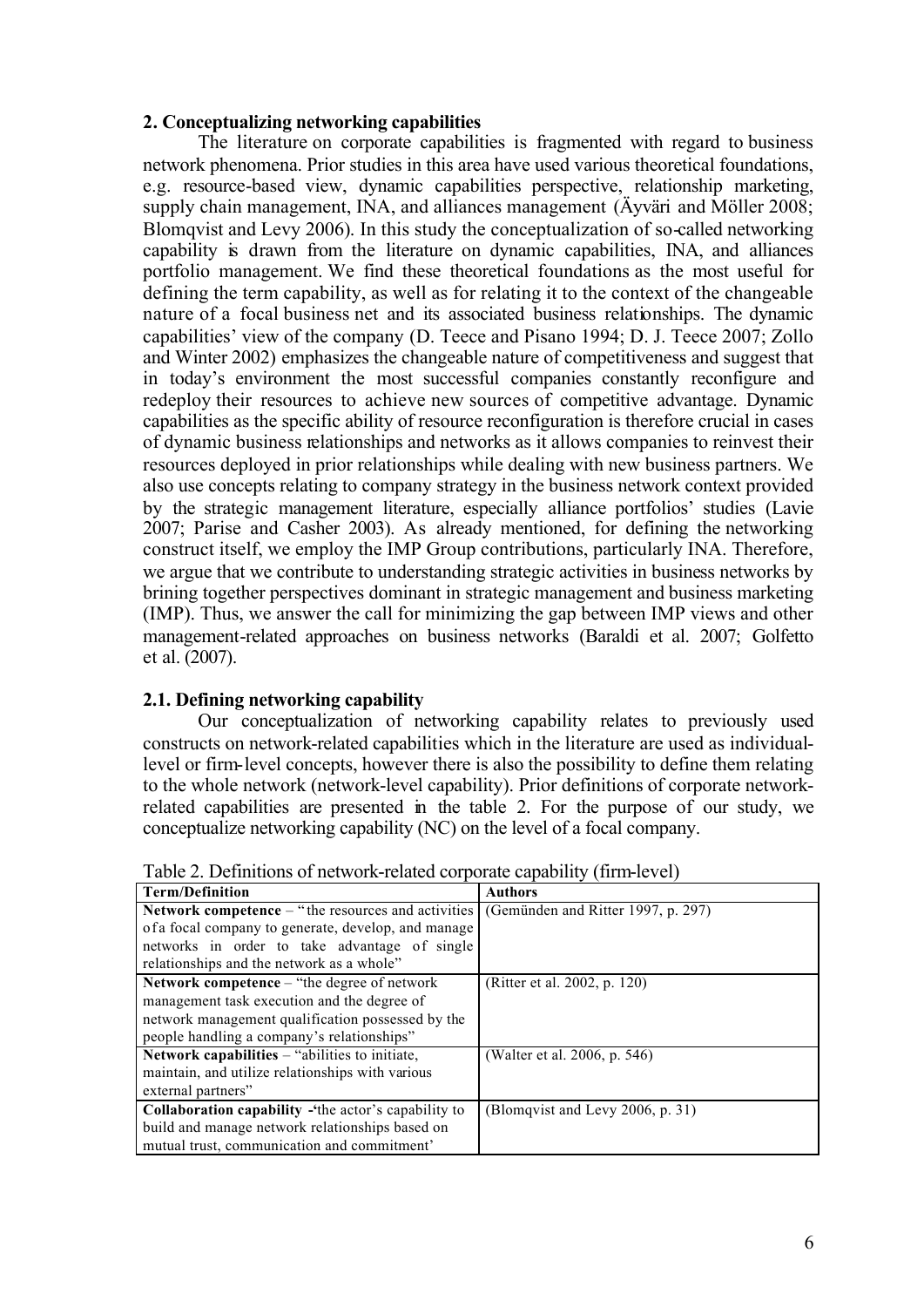## 2. Conceptualizing networking capabilities

The literature on corporate capabilities is fragmented with regard to business network phenomena. Prior studies in this area have used various theoretical foundations, e.g. resource-based view, dynamic capabilities perspective, relationship marketing, supply chain management, INA, and alliances management (Äyväri and Möller 2008; Blomqvist and Levy 2006). In this study the conceptualization of so-called networking capability is drawn from the literature on dynamic capabilities, INA, and alliances portfolio management. We find these theoretical foundations as the most useful for defining the term capability, as well as for relating it to the context of the changeable nature of a focal business net and its associated business relationships. The dynamic capabilities' view of the company (D. Teece and Pisano 1994; D. J. Teece 2007; Zollo and Winter 2002) emphasizes the changeable nature of competitiveness and suggest that in today's environment the most successful companies constantly reconfigure and redeploy their resources to achieve new sources of competitive advantage. Dynamic capabilities as the specific ability of resource reconfiguration is therefore crucial in cases of dynamic business relationships and networks as it allows companies to reinvest their resources deployed in prior relationships while dealing with new business partners. We also use concepts relating to company strategy in the business network context provided by the strategic management literature, especially alliance portfolios' studies (Lavie 2007; Parise and Casher 2003). As already mentioned, for defining the networking construct itself, we employ the IMP Group contributions, particularly INA. Therefore, we argue that we contribute to understanding strategic activities in business networks by brining together perspectives dominant in strategic management and business marketing (IMP). Thus, we answer the call for minimizing the gap between IMP views and other management-related approaches on business networks (Baraldi et al. 2007; Golfetto et al. (2007).

### 2.1. Defining networking capability

Our conceptualization of networking capability relates to previously used constructs on network-related capabilities which in the literature are used as individual-level or firm-level concepts, however there is also the possibility to define them relating to the whole network (network-level capability). Prior definitions of corporate network-related capabilities are presented in the table 2. For the purpose of our study, we conceptualize networking capability (NC) on the level of a focal company.

Table 2. Definitions of network-related corporate capability (firm-level)

| Term/Definition | Authors |
|---|---|
| **Network competence** – "the resources and activities of a focal company to generate, develop, and manage networks in order to take advantage of single relationships and the network as a whole" | (Gemünden and Ritter 1997, p. 297) |
| **Network competence** – "the degree of network management task execution and the degree of network management qualification possessed by the people handling a company's relationships" | (Ritter et al. 2002, p. 120) |
| **Network capabilities** – "abilities to initiate, maintain, and utilize relationships with various external partners" | (Walter et al. 2006, p. 546) |
| **Collaboration capability** -'the actor's capability to build and manage network relationships based on mutual trust, communication and commitment' | (Blomqvist and Levy 2006, p. 31) |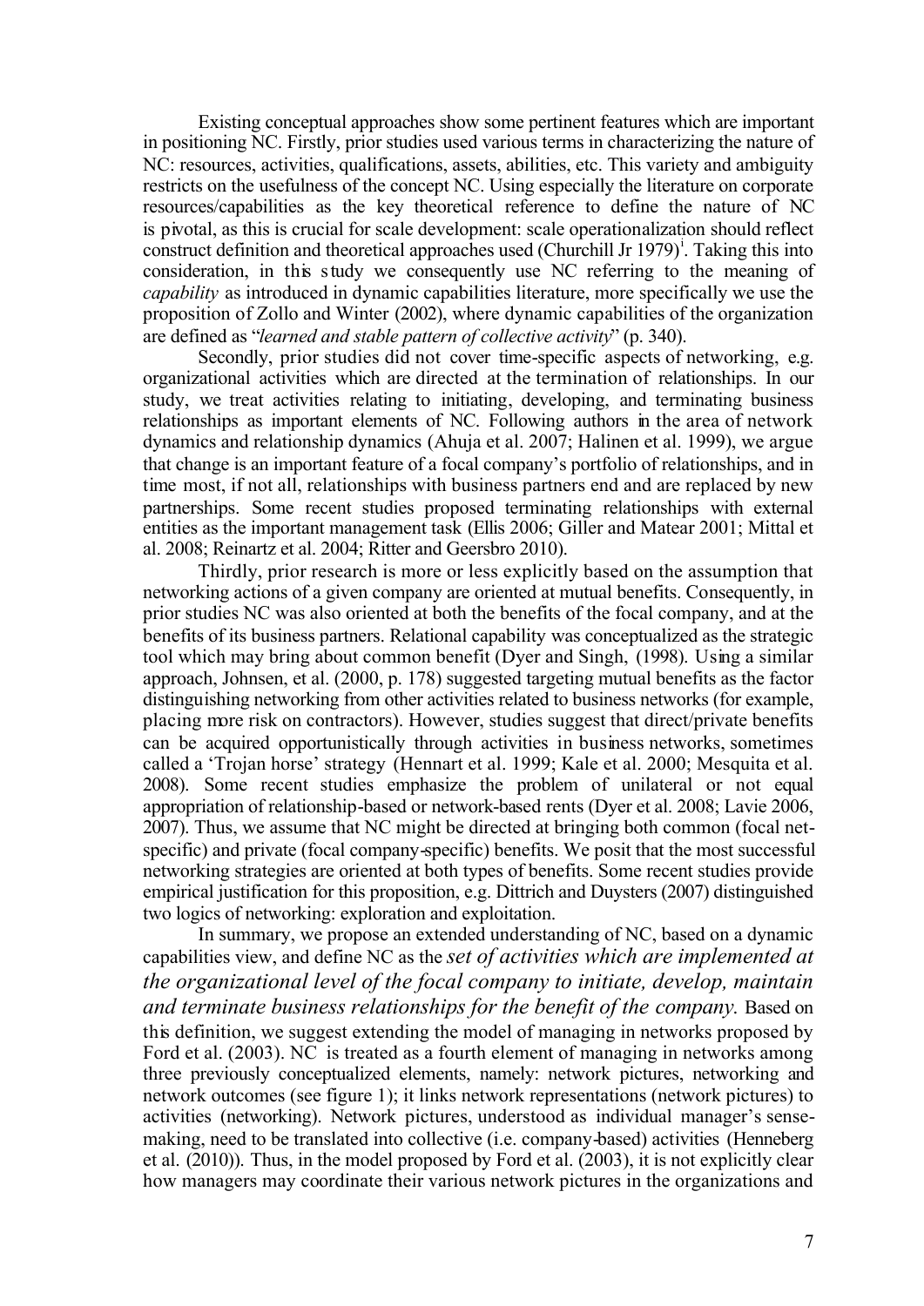Existing conceptual approaches show some pertinent features which are important in positioning NC. Firstly, prior studies used various terms in characterizing the nature of NC: resources, activities, qualifications, assets, abilities, etc. This variety and ambiguity restricts on the usefulness of the concept NC. Using especially the literature on corporate resources/capabilities as the key theoretical reference to define the nature of NC is pivotal, as this is crucial for scale development: scale operationalization should reflect construct definition and theoretical approaches used (Churchill Jr 1979)[1]. Taking this into consideration, in this study we consequently use NC referring to the meaning of *capability* as introduced in dynamic capabilities literature, more specifically we use the proposition of Zollo and Winter (2002), where dynamic capabilities of the organization are defined as "*learned and stable pattern of collective activity*" (p. 340).

Secondly, prior studies did not cover time-specific aspects of networking, e.g. organizational activities which are directed at the termination of relationships. In our study, we treat activities relating to initiating, developing, and terminating business relationships as important elements of NC. Following authors in the area of network dynamics and relationship dynamics (Ahuja et al. 2007; Halinen et al. 1999), we argue that change is an important feature of a focal company's portfolio of relationships, and in time most, if not all, relationships with business partners end and are replaced by new partnerships. Some recent studies proposed terminating relationships with external entities as the important management task (Ellis 2006; Giller and Matear 2001; Mittal et al. 2008; Reinartz et al. 2004; Ritter and Geersbro 2010).

Thirdly, prior research is more or less explicitly based on the assumption that networking actions of a given company are oriented at mutual benefits. Consequently, in prior studies NC was also oriented at both the benefits of the focal company, and at the benefits of its business partners. Relational capability was conceptualized as the strategic tool which may bring about common benefit (Dyer and Singh, (1998). Using a similar approach, Johnsen, et al. (2000, p. 178) suggested targeting mutual benefits as the factor distinguishing networking from other activities related to business networks (for example, placing more risk on contractors). However, studies suggest that direct/private benefits can be acquired opportunistically through activities in business networks, sometimes called a 'Trojan horse' strategy (Hennart et al. 1999; Kale et al. 2000; Mesquita et al. 2008). Some recent studies emphasize the problem of unilateral or not equal appropriation of relationship-based or network-based rents (Dyer et al. 2008; Lavie 2006, 2007). Thus, we assume that NC might be directed at bringing both common (focal net-specific) and private (focal company-specific) benefits. We posit that the most successful networking strategies are oriented at both types of benefits. Some recent studies provide empirical justification for this proposition, e.g. Dittrich and Duysters (2007) distinguished two logics of networking: exploration and exploitation.

In summary, we propose an extended understanding of NC, based on a dynamic capabilities view, and define NC as the *set of activities which are implemented at the organizational level of the focal company to initiate, develop, maintain and terminate business relationships for the benefit of the company.* Based on this definition, we suggest extending the model of managing in networks proposed by Ford et al. (2003). NC is treated as a fourth element of managing in networks among three previously conceptualized elements, namely: network pictures, networking and network outcomes (see figure 1); it links network representations (network pictures) to activities (networking). Network pictures, understood as individual manager's sense-making, need to be translated into collective (i.e. company-based) activities (Henneberg et al. (2010)). Thus, in the model proposed by Ford et al. (2003), it is not explicitly clear how managers may coordinate their various network pictures in the organizations and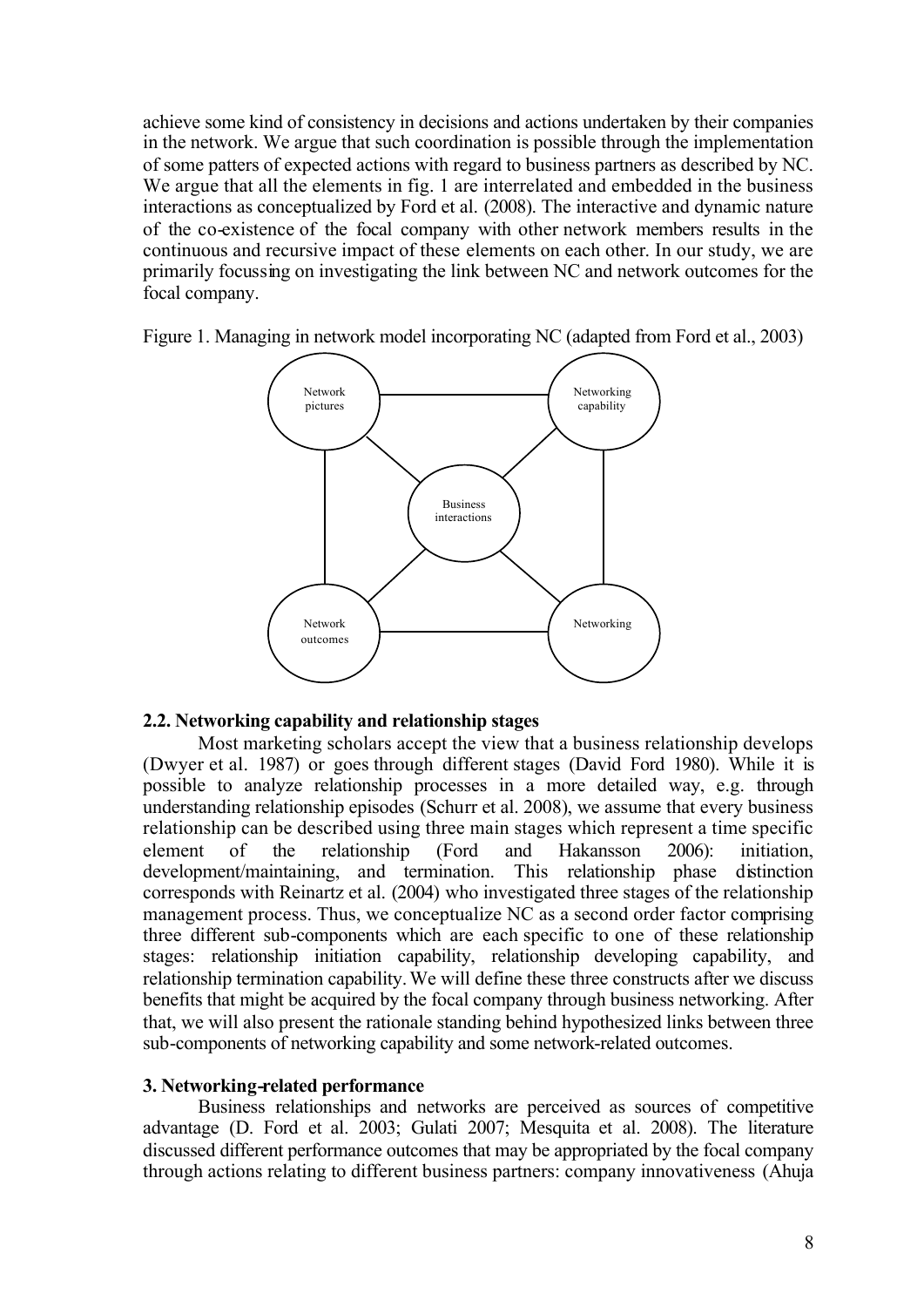achieve some kind of consistency in decisions and actions undertaken by their companies in the network. We argue that such coordination is possible through the implementation of some patters of expected actions with regard to business partners as described by NC. We argue that all the elements in fig. 1 are interrelated and embedded in the business interactions as conceptualized by Ford et al. (2008). The interactive and dynamic nature of the co-existence of the focal company with other network members results in the continuous and recursive impact of these elements on each other. In our study, we are primarily focussing on investigating the link between NC and network outcomes for the focal company.

Figure 1. Managing in network model incorporating NC (adapted from Ford et al., 2003)

Network pictures | Networking capability | Business interactions | Network outcomes | Networking

## 2.2. Networking capability and relationship stages

Most marketing scholars accept the view that a business relationship develops (Dwyer et al. 1987) or goes through different stages (David Ford 1980). While it is possible to analyze relationship processes in a more detailed way, e.g. through understanding relationship episodes (Schurr et al. 2008), we assume that every business relationship can be described using three main stages which represent a time specific element of the relationship (Ford and Hakansson 2006): initiation, development/maintaining, and termination. This relationship phase distinction corresponds with Reinartz et al. (2004) who investigated three stages of the relationship management process. Thus, we conceptualize NC as a second order factor comprising three different sub-components which are each specific to one of these relationship stages: relationship initiation capability, relationship developing capability, and relationship termination capability. We will define these three constructs after we discuss benefits that might be acquired by the focal company through business networking. After that, we will also present the rationale standing behind hypothesized links between three sub-components of networking capability and some network-related outcomes.

# 3. Networking-related performance

Business relationships and networks are perceived as sources of competitive advantage (D. Ford et al. 2003; Gulati 2007; Mesquita et al. 2008). The literature discussed different performance outcomes that may be appropriated by the focal company through actions relating to different business partners: company innovativeness (Ahuja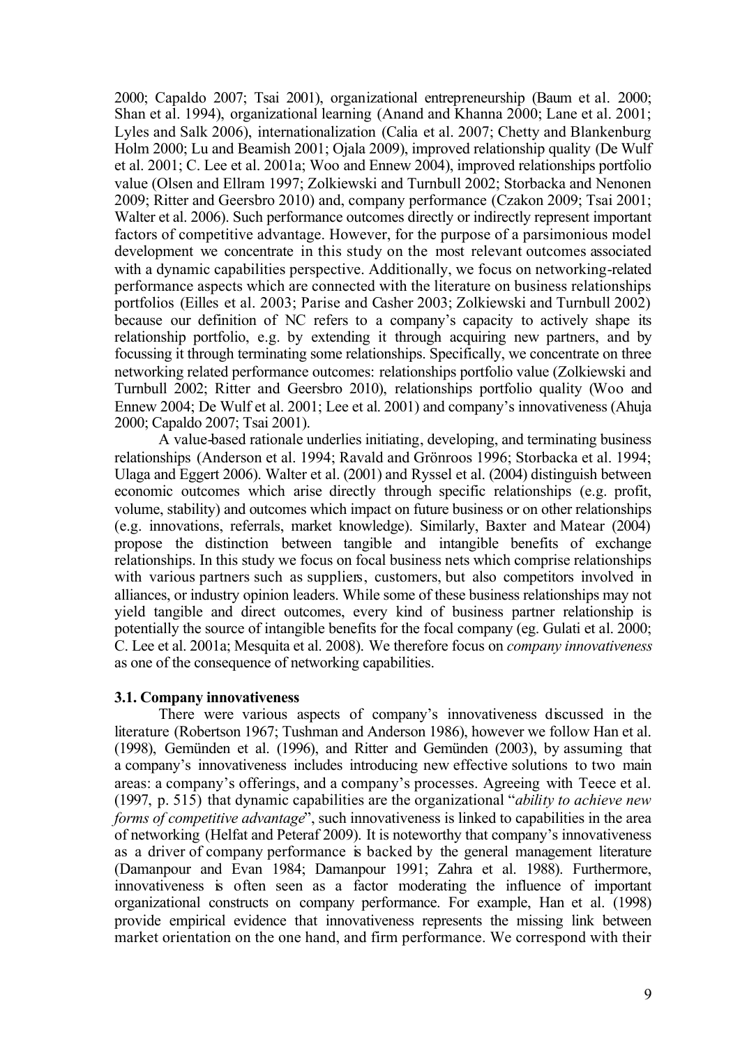2000; Capaldo 2007; Tsai 2001), organizational entrepreneurship (Baum et al. 2000; Shan et al. 1994), organizational learning (Anand and Khanna 2000; Lane et al. 2001; Lyles and Salk 2006), internationalization (Calia et al. 2007; Chetty and Blankenburg Holm 2000; Lu and Beamish 2001; Ojala 2009), improved relationship quality (De Wulf et al. 2001; C. Lee et al. 2001a; Woo and Ennew 2004), improved relationships portfolio value (Olsen and Ellram 1997; Zolkiewski and Turnbull 2002; Storbacka and Nenonen 2009; Ritter and Geersbro 2010) and, company performance (Czakon 2009; Tsai 2001; Walter et al. 2006). Such performance outcomes directly or indirectly represent important factors of competitive advantage. However, for the purpose of a parsimonious model development we concentrate in this study on the most relevant outcomes associated with a dynamic capabilities perspective. Additionally, we focus on networking-related performance aspects which are connected with the literature on business relationships portfolios (Eilles et al. 2003; Parise and Casher 2003; Zolkiewski and Turnbull 2002) because our definition of NC refers to a company's capacity to actively shape its relationship portfolio, e.g. by extending it through acquiring new partners, and by focussing it through terminating some relationships. Specifically, we concentrate on three networking related performance outcomes: relationships portfolio value (Zolkiewski and Turnbull 2002; Ritter and Geersbro 2010), relationships portfolio quality (Woo and Ennew 2004; De Wulf et al. 2001; Lee et al. 2001) and company's innovativeness (Ahuja 2000; Capaldo 2007; Tsai 2001).

A value-based rationale underlies initiating, developing, and terminating business relationships (Anderson et al. 1994; Ravald and Grönroos 1996; Storbacka et al. 1994; Ulaga and Eggert 2006). Walter et al. (2001) and Ryssel et al. (2004) distinguish between economic outcomes which arise directly through specific relationships (e.g. profit, volume, stability) and outcomes which impact on future business or on other relationships (e.g. innovations, referrals, market knowledge). Similarly, Baxter and Matear (2004) propose the distinction between tangible and intangible benefits of exchange relationships. In this study we focus on focal business nets which comprise relationships with various partners such as suppliers, customers, but also competitors involved in alliances, or industry opinion leaders. While some of these business relationships may not yield tangible and direct outcomes, every kind of business partner relationship is potentially the source of intangible benefits for the focal company (eg. Gulati et al. 2000; C. Lee et al. 2001a; Mesquita et al. 2008). We therefore focus on *company innovativeness* as one of the consequence of networking capabilities.

### 3.1. Company innovativeness

There were various aspects of company's innovativeness discussed in the literature (Robertson 1967; Tushman and Anderson 1986), however we follow Han et al. (1998), Gemünden et al. (1996), and Ritter and Gemünden (2003), by assuming that a company's innovativeness includes introducing new effective solutions to two main areas: a company's offerings, and a company's processes. Agreeing with Teece et al. (1997, p. 515) that dynamic capabilities are the organizational "*ability to achieve new forms of competitive advantage*", such innovativeness is linked to capabilities in the area of networking (Helfat and Peteraf 2009). It is noteworthy that company's innovativeness as a driver of company performance is backed by the general management literature (Damanpour and Evan 1984; Damanpour 1991; Zahra et al. 1988). Furthermore, innovativeness is often seen as a factor moderating the influence of important organizational constructs on company performance. For example, Han et al. (1998) provide empirical evidence that innovativeness represents the missing link between market orientation on the one hand, and firm performance. We correspond with their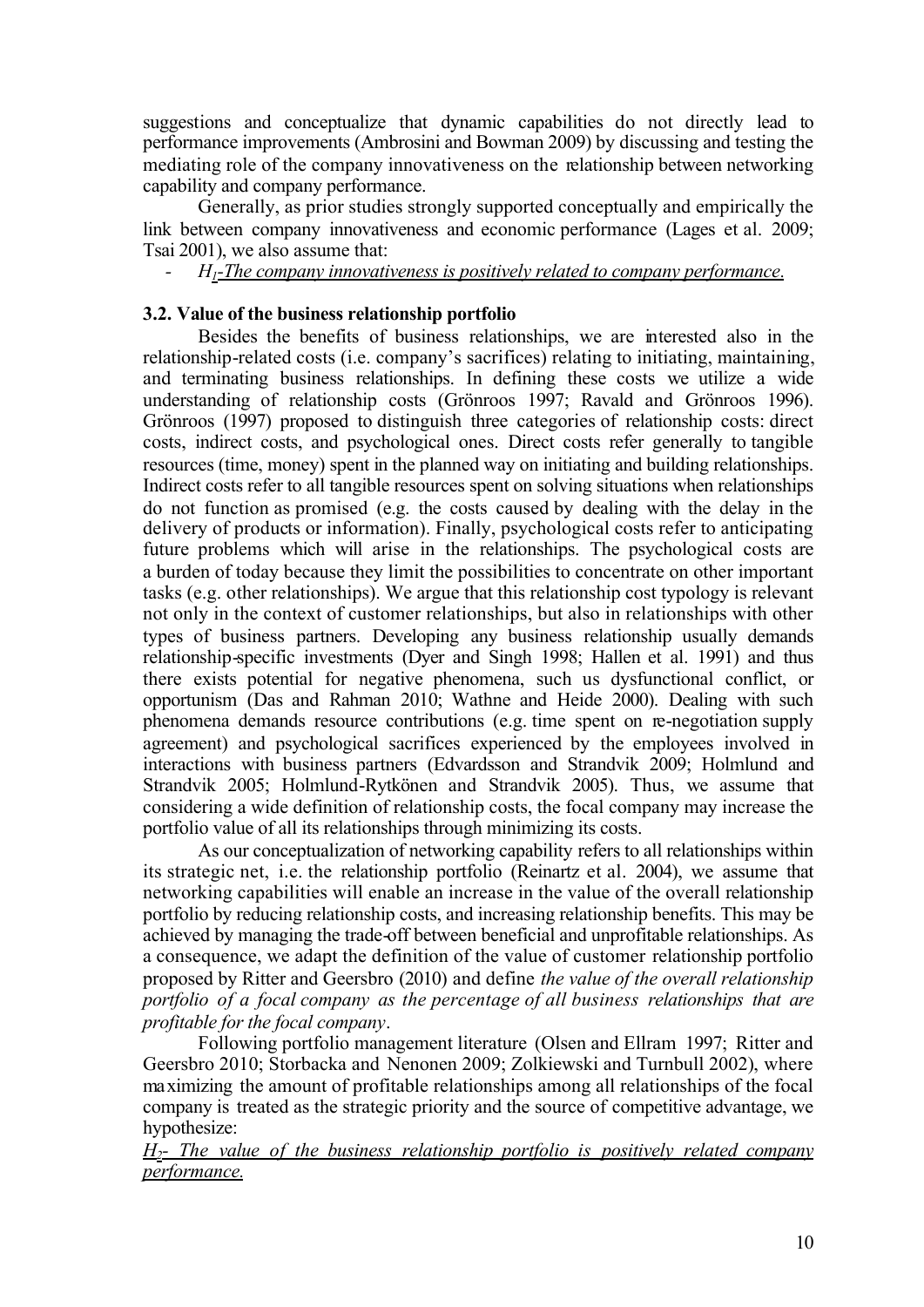suggestions and conceptualize that dynamic capabilities do not directly lead to performance improvements (Ambrosini and Bowman 2009) by discussing and testing the mediating role of the company innovativeness on the relationship between networking capability and company performance.

Generally, as prior studies strongly supported conceptually and empirically the link between company innovativeness and economic performance (Lages et al. 2009; Tsai 2001), we also assume that:

- *$H_1$-The company innovativeness is positively related to company performance.*

### 3.2. Value of the business relationship portfolio

Besides the benefits of business relationships, we are interested also in the relationship-related costs (i.e. company's sacrifices) relating to initiating, maintaining, and terminating business relationships. In defining these costs we utilize a wide understanding of relationship costs (Grönroos 1997; Ravald and Grönroos 1996). Grönroos (1997) proposed to distinguish three categories of relationship costs: direct costs, indirect costs, and psychological ones. Direct costs refer generally to tangible resources (time, money) spent in the planned way on initiating and building relationships. Indirect costs refer to all tangible resources spent on solving situations when relationships do not function as promised (e.g. the costs caused by dealing with the delay in the delivery of products or information). Finally, psychological costs refer to anticipating future problems which will arise in the relationships. The psychological costs are a burden of today because they limit the possibilities to concentrate on other important tasks (e.g. other relationships). We argue that this relationship cost typology is relevant not only in the context of customer relationships, but also in relationships with other types of business partners. Developing any business relationship usually demands relationship-specific investments (Dyer and Singh 1998; Hallen et al. 1991) and thus there exists potential for negative phenomena, such us dysfunctional conflict, or opportunism (Das and Rahman 2010; Wathne and Heide 2000). Dealing with such phenomena demands resource contributions (e.g. time spent on re-negotiation supply agreement) and psychological sacrifices experienced by the employees involved in interactions with business partners (Edvardsson and Strandvik 2009; Holmlund and Strandvik 2005; Holmlund-Rytkönen and Strandvik 2005). Thus, we assume that considering a wide definition of relationship costs, the focal company may increase the portfolio value of all its relationships through minimizing its costs.

As our conceptualization of networking capability refers to all relationships within its strategic net, i.e. the relationship portfolio (Reinartz et al. 2004), we assume that networking capabilities will enable an increase in the value of the overall relationship portfolio by reducing relationship costs, and increasing relationship benefits. This may be achieved by managing the trade-off between beneficial and unprofitable relationships. As a consequence, we adapt the definition of the value of customer relationship portfolio proposed by Ritter and Geersbro (2010) and define *the value of the overall relationship portfolio of a focal company as the percentage of all business relationships that are profitable for the focal company*.

Following portfolio management literature (Olsen and Ellram 1997; Ritter and Geersbro 2010; Storbacka and Nenonen 2009; Zolkiewski and Turnbull 2002), where maximizing the amount of profitable relationships among all relationships of the focal company is treated as the strategic priority and the source of competitive advantage, we hypothesize:

*$H_2$- The value of the business relationship portfolio is positively related company performance.*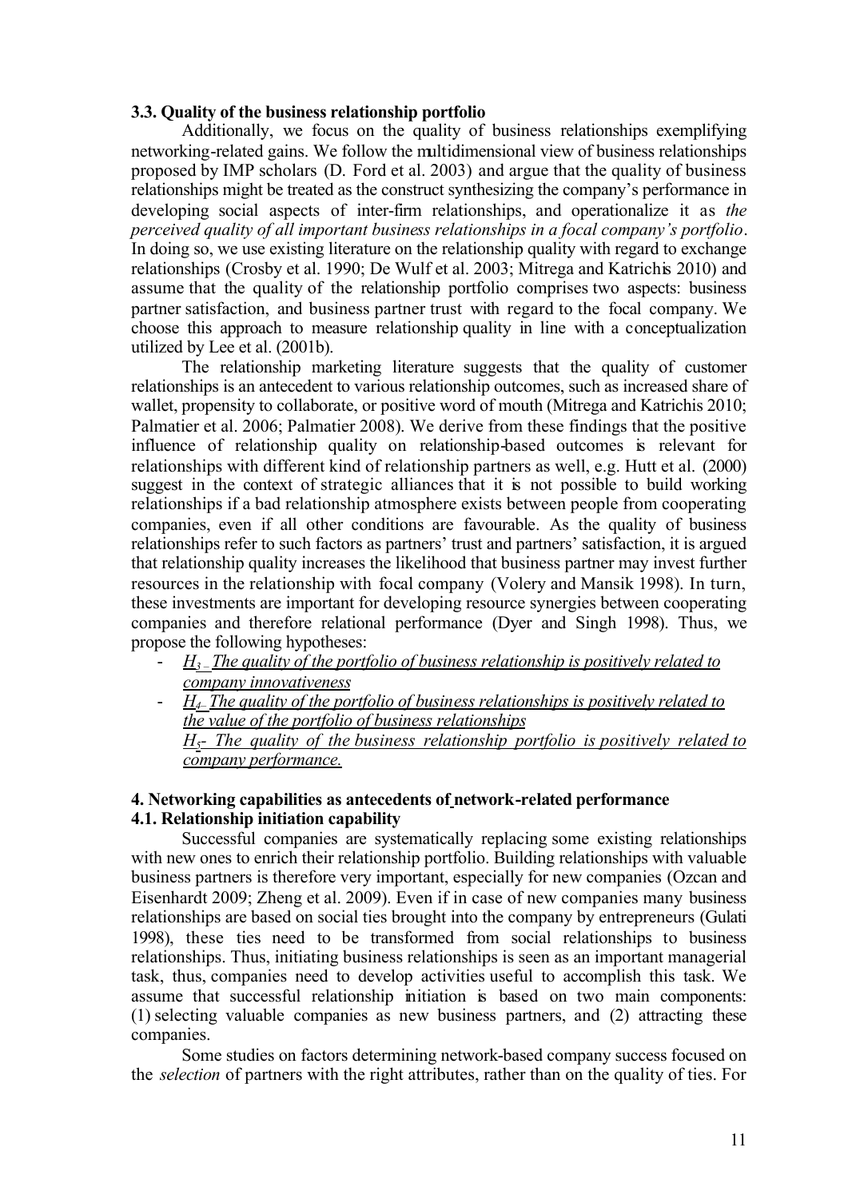### 3.3. Quality of the business relationship portfolio

Additionally, we focus on the quality of business relationships exemplifying networking-related gains. We follow the multidimensional view of business relationships proposed by IMP scholars (D. Ford et al. 2003) and argue that the quality of business relationships might be treated as the construct synthesizing the company's performance in developing social aspects of inter-firm relationships, and operationalize it as *the perceived quality of all important business relationships in a focal company's portfolio*. In doing so, we use existing literature on the relationship quality with regard to exchange relationships (Crosby et al. 1990; De Wulf et al. 2003; Mitrega and Katrichis 2010) and assume that the quality of the relationship portfolio comprises two aspects: business partner satisfaction, and business partner trust with regard to the focal company. We choose this approach to measure relationship quality in line with a conceptualization utilized by Lee et al. (2001b).

The relationship marketing literature suggests that the quality of customer relationships is an antecedent to various relationship outcomes, such as increased share of wallet, propensity to collaborate, or positive word of mouth (Mitrega and Katrichis 2010; Palmatier et al. 2006; Palmatier 2008). We derive from these findings that the positive influence of relationship quality on relationship-based outcomes is relevant for relationships with different kind of relationship partners as well, e.g. Hutt et al. (2000) suggest in the context of strategic alliances that it is not possible to build working relationships if a bad relationship atmosphere exists between people from cooperating companies, even if all other conditions are favourable. As the quality of business relationships refer to such factors as partners' trust and partners' satisfaction, it is argued that relationship quality increases the likelihood that business partner may invest further resources in the relationship with focal company (Volery and Mansik 1998). In turn, these investments are important for developing resource synergies between cooperating companies and therefore relational performance (Dyer and Singh 1998). Thus, we propose the following hypotheses:

- *$H_3$ – The quality of the portfolio of business relationship is positively related to company innovativeness*
- *$H_4$– The quality of the portfolio of business relationships is positively related to the value of the portfolio of business relationships*

  *$H_5$- The quality of the business relationship portfolio is positively related to company performance.*

## 4. Networking capabilities as antecedents of network-related performance

### 4.1. Relationship initiation capability

Successful companies are systematically replacing some existing relationships with new ones to enrich their relationship portfolio. Building relationships with valuable business partners is therefore very important, especially for new companies (Ozcan and Eisenhardt 2009; Zheng et al. 2009). Even if in case of new companies many business relationships are based on social ties brought into the company by entrepreneurs (Gulati 1998), these ties need to be transformed from social relationships to business relationships. Thus, initiating business relationships is seen as an important managerial task, thus, companies need to develop activities useful to accomplish this task. We assume that successful relationship initiation is based on two main components: (1) selecting valuable companies as new business partners, and (2) attracting these companies.

Some studies on factors determining network-based company success focused on the *selection* of partners with the right attributes, rather than on the quality of ties. For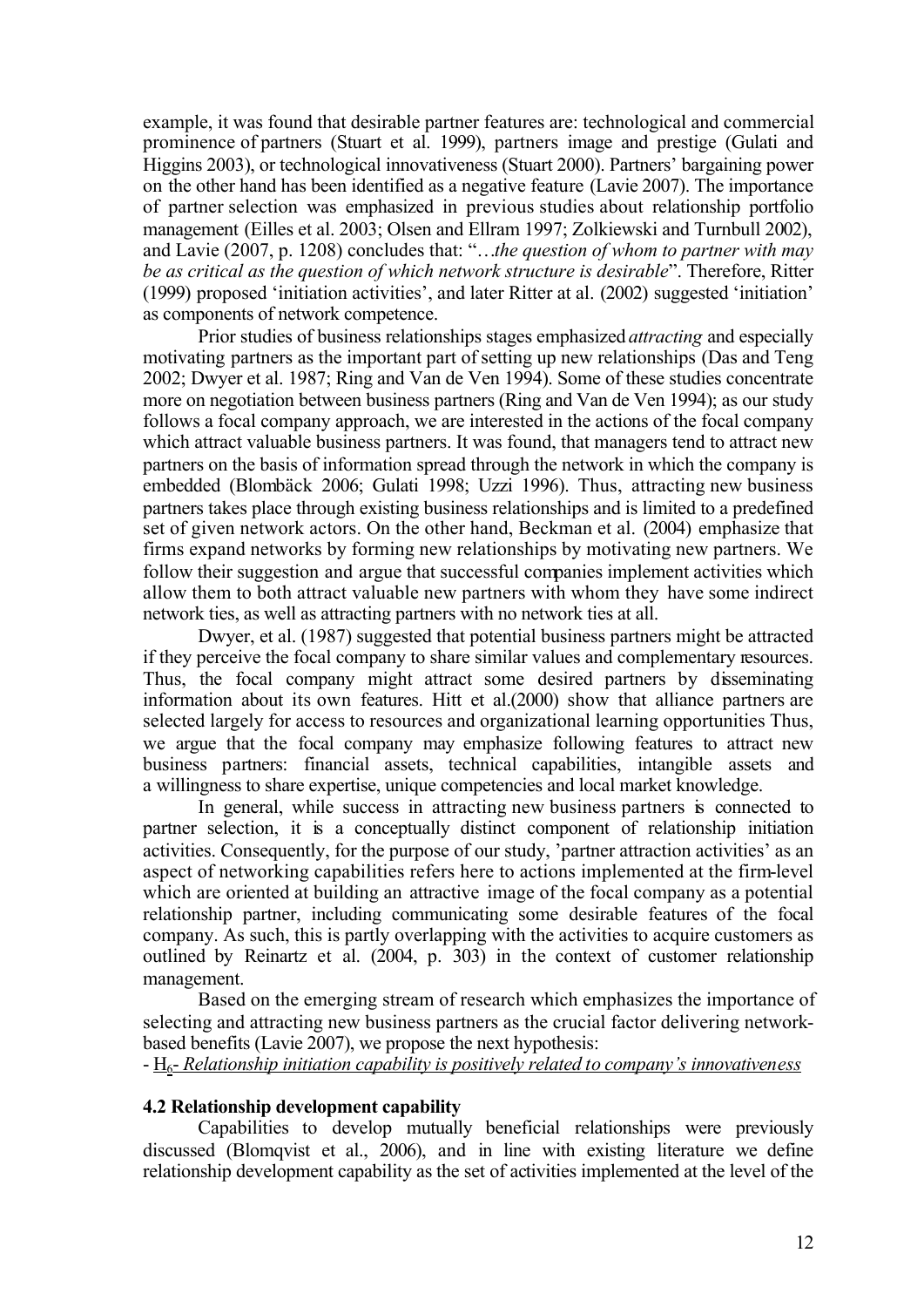example, it was found that desirable partner features are: technological and commercial prominence of partners (Stuart et al. 1999), partners image and prestige (Gulati and Higgins 2003), or technological innovativeness (Stuart 2000). Partners' bargaining power on the other hand has been identified as a negative feature (Lavie 2007). The importance of partner selection was emphasized in previous studies about relationship portfolio management (Eilles et al. 2003; Olsen and Ellram 1997; Zolkiewski and Turnbull 2002), and Lavie (2007, p. 1208) concludes that: "*…the question of whom to partner with may be as critical as the question of which network structure is desirable*". Therefore, Ritter (1999) proposed 'initiation activities', and later Ritter at al. (2002) suggested 'initiation' as components of network competence.

Prior studies of business relationships stages emphasized *attracting* and especially motivating partners as the important part of setting up new relationships (Das and Teng 2002; Dwyer et al. 1987; Ring and Van de Ven 1994). Some of these studies concentrate more on negotiation between business partners (Ring and Van de Ven 1994); as our study follows a focal company approach, we are interested in the actions of the focal company which attract valuable business partners. It was found, that managers tend to attract new partners on the basis of information spread through the network in which the company is embedded (Blombäck 2006; Gulati 1998; Uzzi 1996). Thus, attracting new business partners takes place through existing business relationships and is limited to a predefined set of given network actors. On the other hand, Beckman et al. (2004) emphasize that firms expand networks by forming new relationships by motivating new partners. We follow their suggestion and argue that successful companies implement activities which allow them to both attract valuable new partners with whom they have some indirect network ties, as well as attracting partners with no network ties at all.

Dwyer, et al. (1987) suggested that potential business partners might be attracted if they perceive the focal company to share similar values and complementary resources. Thus, the focal company might attract some desired partners by disseminating information about its own features. Hitt et al.(2000) show that alliance partners are selected largely for access to resources and organizational learning opportunities Thus, we argue that the focal company may emphasize following features to attract new business partners: financial assets, technical capabilities, intangible assets and a willingness to share expertise, unique competencies and local market knowledge.

In general, while success in attracting new business partners is connected to partner selection, it is a conceptually distinct component of relationship initiation activities. Consequently, for the purpose of our study, 'partner attraction activities' as an aspect of networking capabilities refers here to actions implemented at the firm-level which are oriented at building an attractive image of the focal company as a potential relationship partner, including communicating some desirable features of the focal company. As such, this is partly overlapping with the activities to acquire customers as outlined by Reinartz et al. (2004, p. 303) in the context of customer relationship management.

Based on the emerging stream of research which emphasizes the importance of selecting and attracting new business partners as the crucial factor delivering network-based benefits (Lavie 2007), we propose the next hypothesis:

- $H_6$- *Relationship initiation capability is positively related to company's innovativeness*

### 4.2 Relationship development capability

Capabilities to develop mutually beneficial relationships were previously discussed (Blomqvist et al., 2006), and in line with existing literature we define relationship development capability as the set of activities implemented at the level of the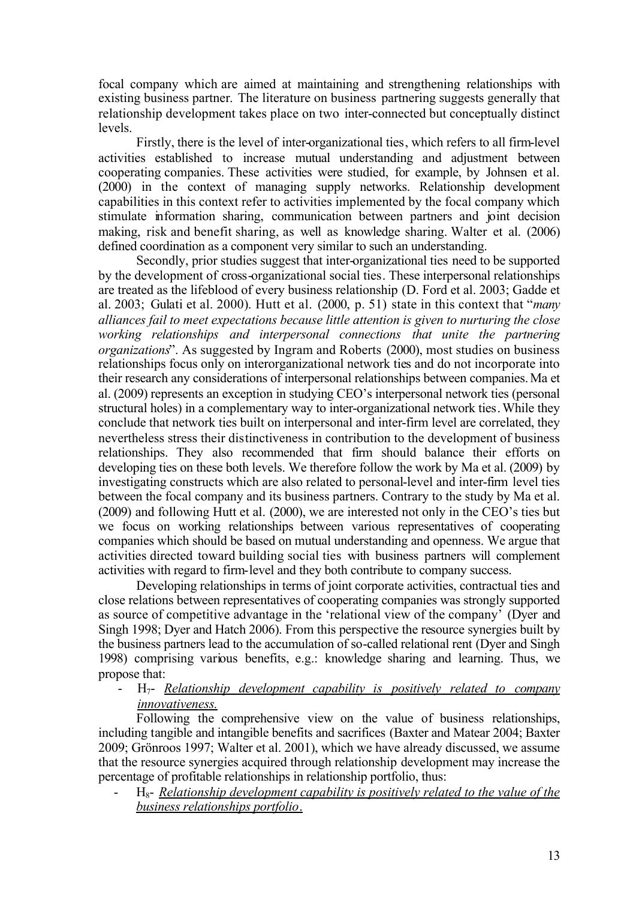focal company which are aimed at maintaining and strengthening relationships with existing business partner. The literature on business partnering suggests generally that relationship development takes place on two inter-connected but conceptually distinct levels.

Firstly, there is the level of inter-organizational ties, which refers to all firm-level activities established to increase mutual understanding and adjustment between cooperating companies. These activities were studied, for example, by Johnsen et al. (2000) in the context of managing supply networks. Relationship development capabilities in this context refer to activities implemented by the focal company which stimulate information sharing, communication between partners and joint decision making, risk and benefit sharing, as well as knowledge sharing. Walter et al. (2006) defined coordination as a component very similar to such an understanding.

Secondly, prior studies suggest that inter-organizational ties need to be supported by the development of cross-organizational social ties. These interpersonal relationships are treated as the lifeblood of every business relationship (D. Ford et al. 2003; Gadde et al. 2003; Gulati et al. 2000). Hutt et al. (2000, p. 51) state in this context that "*many alliances fail to meet expectations because little attention is given to nurturing the close working relationships and interpersonal connections that unite the partnering organizations*". As suggested by Ingram and Roberts (2000), most studies on business relationships focus only on interorganizational network ties and do not incorporate into their research any considerations of interpersonal relationships between companies. Ma et al. (2009) represents an exception in studying CEO's interpersonal network ties (personal structural holes) in a complementary way to inter-organizational network ties. While they conclude that network ties built on interpersonal and inter-firm level are correlated, they nevertheless stress their distinctiveness in contribution to the development of business relationships. They also recommended that firm should balance their efforts on developing ties on these both levels. We therefore follow the work by Ma et al. (2009) by investigating constructs which are also related to personal-level and inter-firm level ties between the focal company and its business partners. Contrary to the study by Ma et al. (2009) and following Hutt et al. (2000), we are interested not only in the CEO's ties but we focus on working relationships between various representatives of cooperating companies which should be based on mutual understanding and openness. We argue that activities directed toward building social ties with business partners will complement activities with regard to firm-level and they both contribute to company success.

Developing relationships in terms of joint corporate activities, contractual ties and close relations between representatives of cooperating companies was strongly supported as source of competitive advantage in the 'relational view of the company' (Dyer and Singh 1998; Dyer and Hatch 2006). From this perspective the resource synergies built by the business partners lead to the accumulation of so-called relational rent (Dyer and Singh 1998) comprising various benefits, e.g.: knowledge sharing and learning. Thus, we propose that:

- $H_7$- *Relationship development capability is positively related to company innovativeness.*

Following the comprehensive view on the value of business relationships, including tangible and intangible benefits and sacrifices (Baxter and Matear 2004; Baxter 2009; Grönroos 1997; Walter et al. 2001), which we have already discussed, we assume that the resource synergies acquired through relationship development may increase the percentage of profitable relationships in relationship portfolio, thus:

- $H_8$- *Relationship development capability is positively related to the value of the business relationships portfolio.*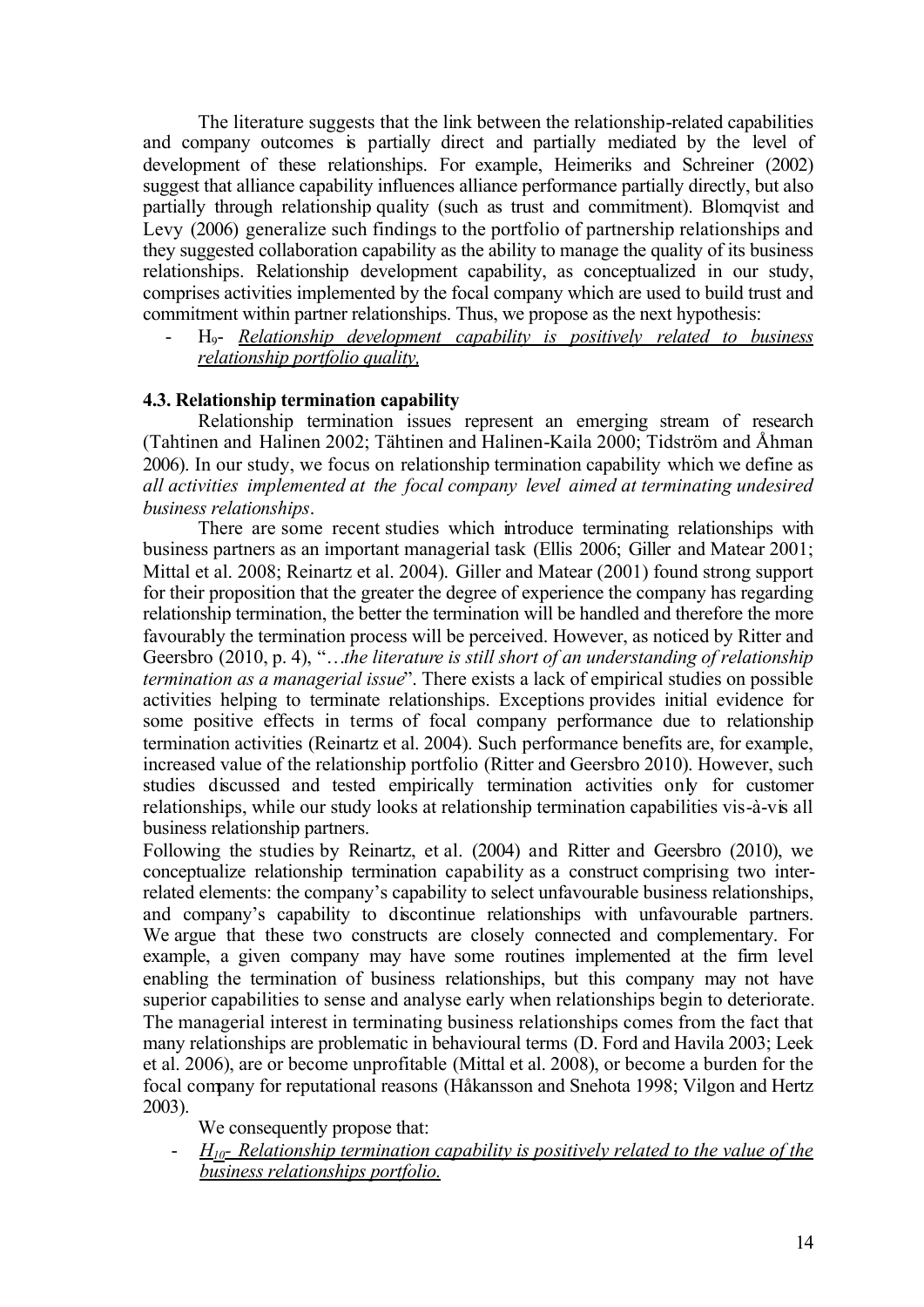The literature suggests that the link between the relationship-related capabilities and company outcomes is partially direct and partially mediated by the level of development of these relationships. For example, Heimeriks and Schreiner (2002) suggest that alliance capability influences alliance performance partially directly, but also partially through relationship quality (such as trust and commitment). Blomqvist and Levy (2006) generalize such findings to the portfolio of partnership relationships and they suggested collaboration capability as the ability to manage the quality of its business relationships. Relationship development capability, as conceptualized in our study, comprises activities implemented by the focal company which are used to build trust and commitment within partner relationships. Thus, we propose as the next hypothesis:

- $H_9$- *Relationship development capability is positively related to business relationship portfolio quality,*

### 4.3. Relationship termination capability

Relationship termination issues represent an emerging stream of research (Tahtinen and Halinen 2002; Tähtinen and Halinen-Kaila 2000; Tidström and Åhman 2006). In our study, we focus on relationship termination capability which we define as *all activities implemented at the focal company level aimed at terminating undesired business relationships*.

There are some recent studies which introduce terminating relationships with business partners as an important managerial task (Ellis 2006; Giller and Matear 2001; Mittal et al. 2008; Reinartz et al. 2004). Giller and Matear (2001) found strong support for their proposition that the greater the degree of experience the company has regarding relationship termination, the better the termination will be handled and therefore the more favourably the termination process will be perceived. However, as noticed by Ritter and Geersbro (2010, p. 4), "…*the literature is still short of an understanding of relationship termination as a managerial issue*". There exists a lack of empirical studies on possible activities helping to terminate relationships. Exceptions provides initial evidence for some positive effects in terms of focal company performance due to relationship termination activities (Reinartz et al. 2004). Such performance benefits are, for example, increased value of the relationship portfolio (Ritter and Geersbro 2010). However, such studies discussed and tested empirically termination activities only for customer relationships, while our study looks at relationship termination capabilities vis-à-vis all business relationship partners.

Following the studies by Reinartz, et al. (2004) and Ritter and Geersbro (2010), we conceptualize relationship termination capability as a construct comprising two inter-related elements: the company's capability to select unfavourable business relationships, and company's capability to discontinue relationships with unfavourable partners. We argue that these two constructs are closely connected and complementary. For example, a given company may have some routines implemented at the firm level enabling the termination of business relationships, but this company may not have superior capabilities to sense and analyse early when relationships begin to deteriorate. The managerial interest in terminating business relationships comes from the fact that many relationships are problematic in behavioural terms (D. Ford and Havila 2003; Leek et al. 2006), are or become unprofitable (Mittal et al. 2008), or become a burden for the focal company for reputational reasons (Håkansson and Snehota 1998; Vilgon and Hertz 2003).

We consequently propose that:

- *$H_{10}$- Relationship termination capability is positively related to the value of the business relationships portfolio.*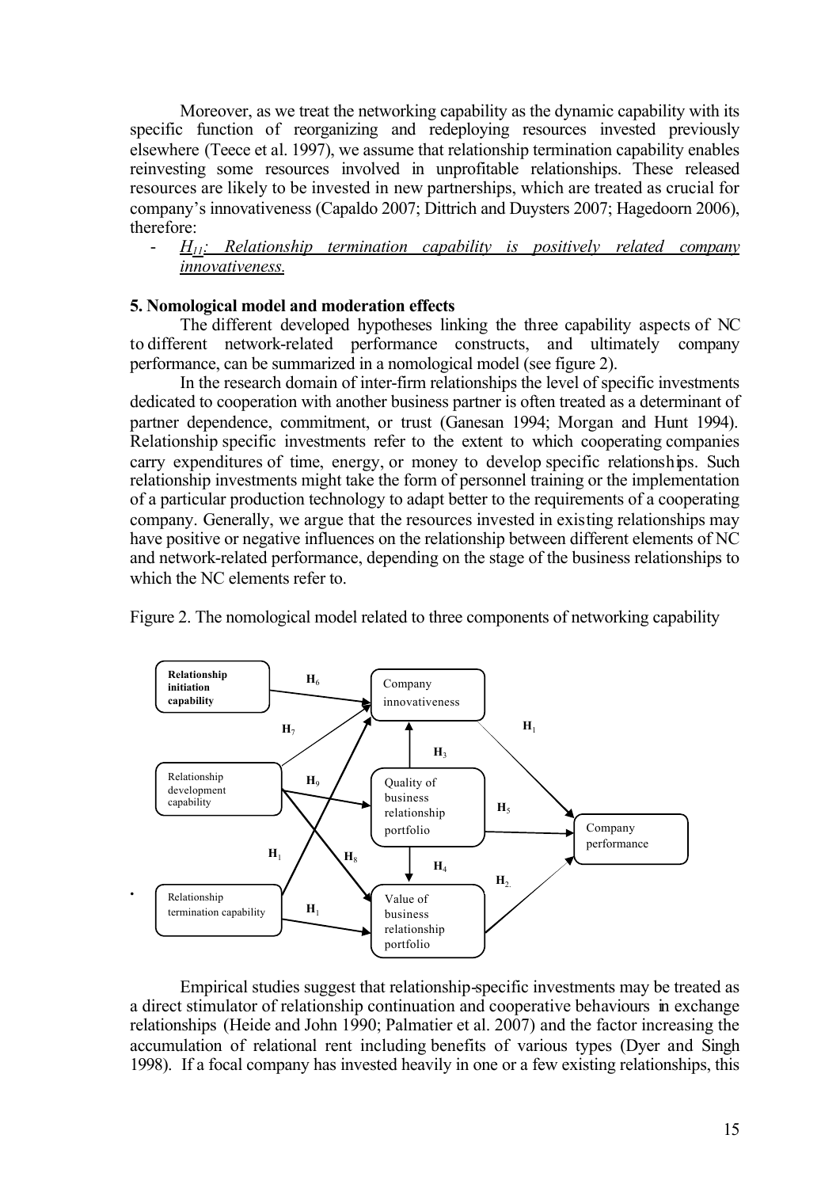Moreover, as we treat the networking capability as the dynamic capability with its specific function of reorganizing and redeploying resources invested previously elsewhere (Teece et al. 1997), we assume that relationship termination capability enables reinvesting some resources involved in unprofitable relationships. These released resources are likely to be invested in new partnerships, which are treated as crucial for company's innovativeness (Capaldo 2007; Dittrich and Duysters 2007; Hagedoorn 2006), therefore:

- *$H_{11}$: Relationship termination capability is positively related company innovativeness.*

## 5. Nomological model and moderation effects

The different developed hypotheses linking the three capability aspects of NC to different network-related performance constructs, and ultimately company performance, can be summarized in a nomological model (see figure 2).

In the research domain of inter-firm relationships the level of specific investments dedicated to cooperation with another business partner is often treated as a determinant of partner dependence, commitment, or trust (Ganesan 1994; Morgan and Hunt 1994). Relationship specific investments refer to the extent to which cooperating companies carry expenditures of time, energy, or money to develop specific relationships. Such relationship investments might take the form of personnel training or the implementation of a particular production technology to adapt better to the requirements of a cooperating company. Generally, we argue that the resources invested in existing relationships may have positive or negative influences on the relationship between different elements of NC and network-related performance, depending on the stage of the business relationships to which the NC elements refer to.

Figure 2. The nomological model related to three components of networking capability

Empirical studies suggest that relationship-specific investments may be treated as a direct stimulator of relationship continuation and cooperative behaviours in exchange relationships (Heide and John 1990; Palmatier et al. 2007) and the factor increasing the accumulation of relational rent including benefits of various types (Dyer and Singh 1998). If a focal company has invested heavily in one or a few existing relationships, this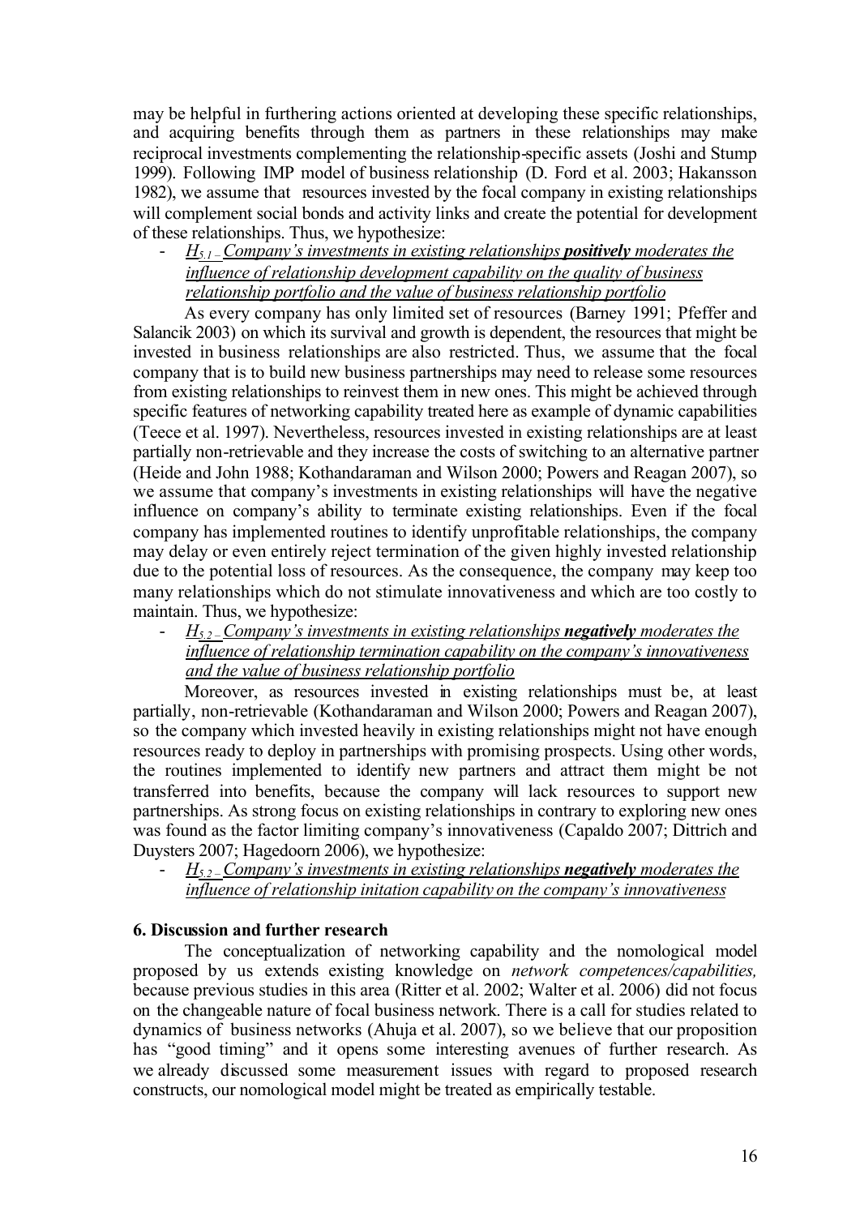may be helpful in furthering actions oriented at developing these specific relationships, and acquiring benefits through them as partners in these relationships may make reciprocal investments complementing the relationship-specific assets (Joshi and Stump 1999). Following IMP model of business relationship (D. Ford et al. 2003; Hakansson 1982), we assume that resources invested by the focal company in existing relationships will complement social bonds and activity links and create the potential for development of these relationships. Thus, we hypothesize:

- <u>$H_{5.1}$ – *Company's investments in existing relationships* ***positively*** *moderates the influence of relationship development capability on the quality of business relationship portfolio and the value of business relationship portfolio*</u>

As every company has only limited set of resources (Barney 1991; Pfeffer and Salancik 2003) on which its survival and growth is dependent, the resources that might be invested in business relationships are also restricted. Thus, we assume that the focal company that is to build new business partnerships may need to release some resources from existing relationships to reinvest them in new ones. This might be achieved through specific features of networking capability treated here as example of dynamic capabilities (Teece et al. 1997). Nevertheless, resources invested in existing relationships are at least partially non-retrievable and they increase the costs of switching to an alternative partner (Heide and John 1988; Kothandaraman and Wilson 2000; Powers and Reagan 2007), so we assume that company's investments in existing relationships will have the negative influence on company's ability to terminate existing relationships. Even if the focal company has implemented routines to identify unprofitable relationships, the company may delay or even entirely reject termination of the given highly invested relationship due to the potential loss of resources. As the consequence, the company may keep too many relationships which do not stimulate innovativeness and which are too costly to maintain. Thus, we hypothesize:

- <u>$H_{5.2}$ – *Company's investments in existing relationships* ***negatively*** *moderates the influence of relationship termination capability on the company's innovativeness and the value of business relationship portfolio*</u>

Moreover, as resources invested in existing relationships must be, at least partially, non-retrievable (Kothandaraman and Wilson 2000; Powers and Reagan 2007), so the company which invested heavily in existing relationships might not have enough resources ready to deploy in partnerships with promising prospects. Using other words, the routines implemented to identify new partners and attract them might be not transferred into benefits, because the company will lack resources to support new partnerships. As strong focus on existing relationships in contrary to exploring new ones was found as the factor limiting company's innovativeness (Capaldo 2007; Dittrich and Duysters 2007; Hagedoorn 2006), we hypothesize:

- <u>$H_{5.2}$ – *Company's investments in existing relationships* ***negatively*** *moderates the influence of relationship initation capability on the company's innovativeness*</u>

## 6. Discussion and further research

The conceptualization of networking capability and the nomological model proposed by us extends existing knowledge on *network competences/capabilities,* because previous studies in this area (Ritter et al. 2002; Walter et al. 2006) did not focus on the changeable nature of focal business network. There is a call for studies related to dynamics of business networks (Ahuja et al. 2007), so we believe that our proposition has "good timing" and it opens some interesting avenues of further research. As we already discussed some measurement issues with regard to proposed research constructs, our nomological model might be treated as empirically testable.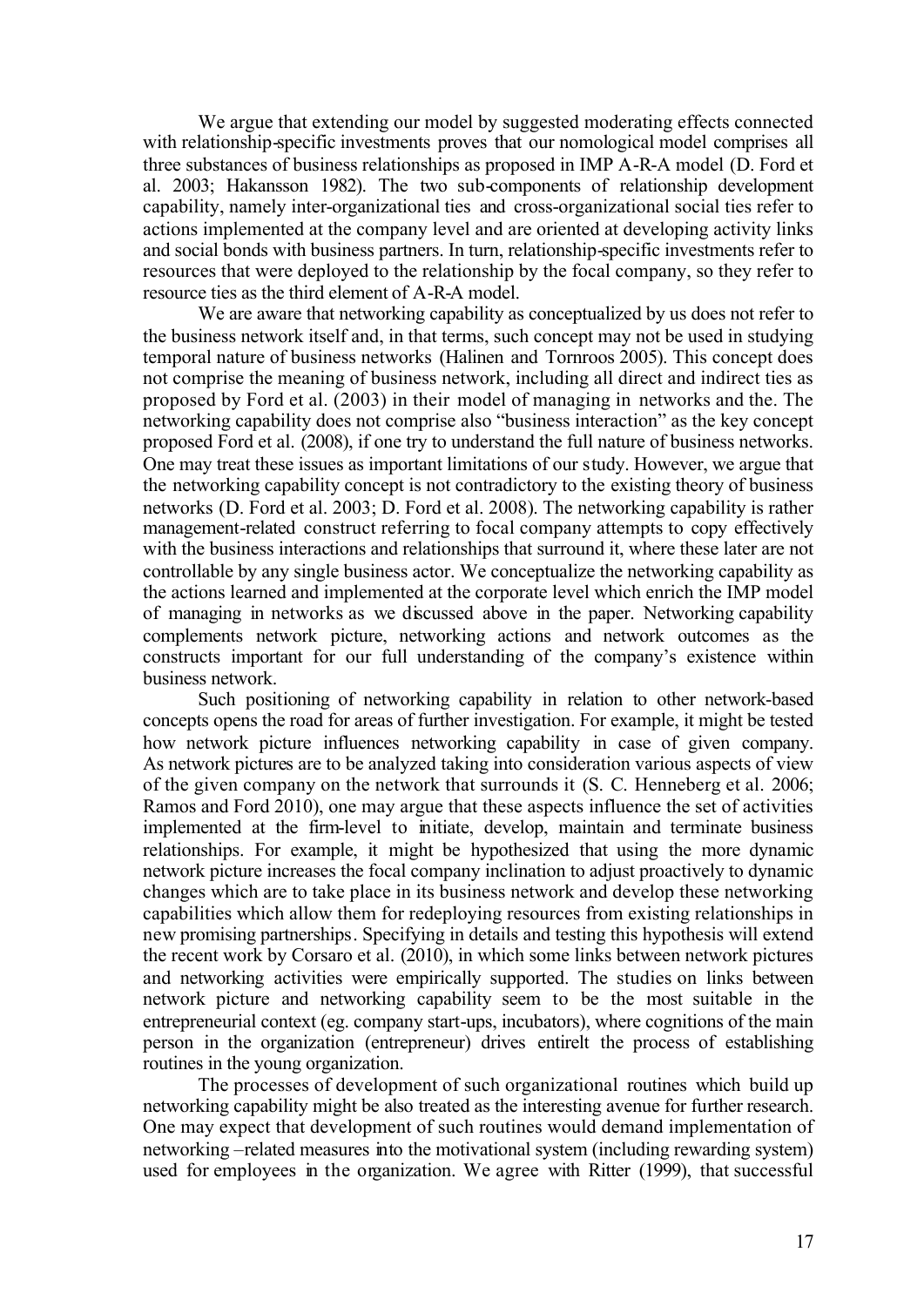We argue that extending our model by suggested moderating effects connected with relationship-specific investments proves that our nomological model comprises all three substances of business relationships as proposed in IMP A-R-A model (D. Ford et al. 2003; Hakansson 1982). The two sub-components of relationship development capability, namely inter-organizational ties and cross-organizational social ties refer to actions implemented at the company level and are oriented at developing activity links and social bonds with business partners. In turn, relationship-specific investments refer to resources that were deployed to the relationship by the focal company, so they refer to resource ties as the third element of A-R-A model.

We are aware that networking capability as conceptualized by us does not refer to the business network itself and, in that terms, such concept may not be used in studying temporal nature of business networks (Halinen and Tornroos 2005). This concept does not comprise the meaning of business network, including all direct and indirect ties as proposed by Ford et al. (2003) in their model of managing in networks and the. The networking capability does not comprise also "business interaction" as the key concept proposed Ford et al. (2008), if one try to understand the full nature of business networks. One may treat these issues as important limitations of our study. However, we argue that the networking capability concept is not contradictory to the existing theory of business networks (D. Ford et al. 2003; D. Ford et al. 2008). The networking capability is rather management-related construct referring to focal company attempts to copy effectively with the business interactions and relationships that surround it, where these later are not controllable by any single business actor. We conceptualize the networking capability as the actions learned and implemented at the corporate level which enrich the IMP model of managing in networks as we discussed above in the paper. Networking capability complements network picture, networking actions and network outcomes as the constructs important for our full understanding of the company's existence within business network.

Such positioning of networking capability in relation to other network-based concepts opens the road for areas of further investigation. For example, it might be tested how network picture influences networking capability in case of given company. As network pictures are to be analyzed taking into consideration various aspects of view of the given company on the network that surrounds it (S. C. Henneberg et al. 2006; Ramos and Ford 2010), one may argue that these aspects influence the set of activities implemented at the firm-level to initiate, develop, maintain and terminate business relationships. For example, it might be hypothesized that using the more dynamic network picture increases the focal company inclination to adjust proactively to dynamic changes which are to take place in its business network and develop these networking capabilities which allow them for redeploying resources from existing relationships in new promising partnerships. Specifying in details and testing this hypothesis will extend the recent work by Corsaro et al. (2010), in which some links between network pictures and networking activities were empirically supported. The studies on links between network picture and networking capability seem to be the most suitable in the entrepreneurial context (eg. company start-ups, incubators), where cognitions of the main person in the organization (entrepreneur) drives entirelt the process of establishing routines in the young organization.

The processes of development of such organizational routines which build up networking capability might be also treated as the interesting avenue for further research. One may expect that development of such routines would demand implementation of networking –related measures into the motivational system (including rewarding system) used for employees in the organization. We agree with Ritter (1999), that successful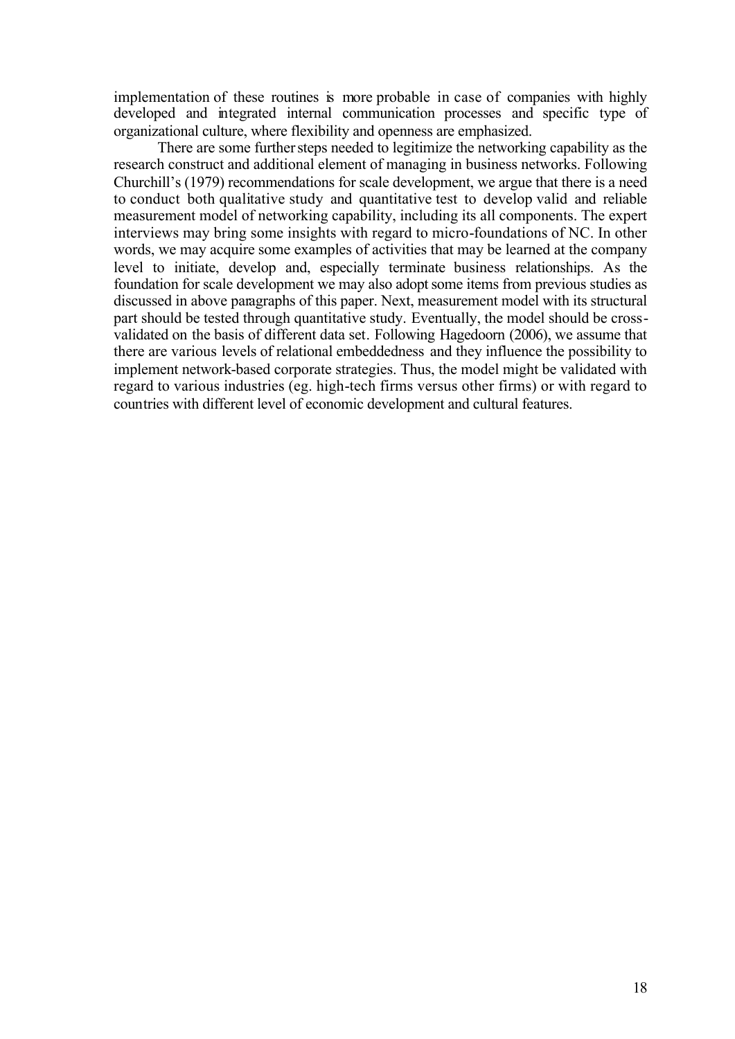implementation of these routines is more probable in case of companies with highly developed and integrated internal communication processes and specific type of organizational culture, where flexibility and openness are emphasized.

There are some further steps needed to legitimize the networking capability as the research construct and additional element of managing in business networks. Following Churchill's (1979) recommendations for scale development, we argue that there is a need to conduct both qualitative study and quantitative test to develop valid and reliable measurement model of networking capability, including its all components. The expert interviews may bring some insights with regard to micro-foundations of NC. In other words, we may acquire some examples of activities that may be learned at the company level to initiate, develop and, especially terminate business relationships. As the foundation for scale development we may also adopt some items from previous studies as discussed in above paragraphs of this paper. Next, measurement model with its structural part should be tested through quantitative study. Eventually, the model should be cross-validated on the basis of different data set. Following Hagedoorn (2006), we assume that there are various levels of relational embeddedness and they influence the possibility to implement network-based corporate strategies. Thus, the model might be validated with regard to various industries (eg. high-tech firms versus other firms) or with regard to countries with different level of economic development and cultural features.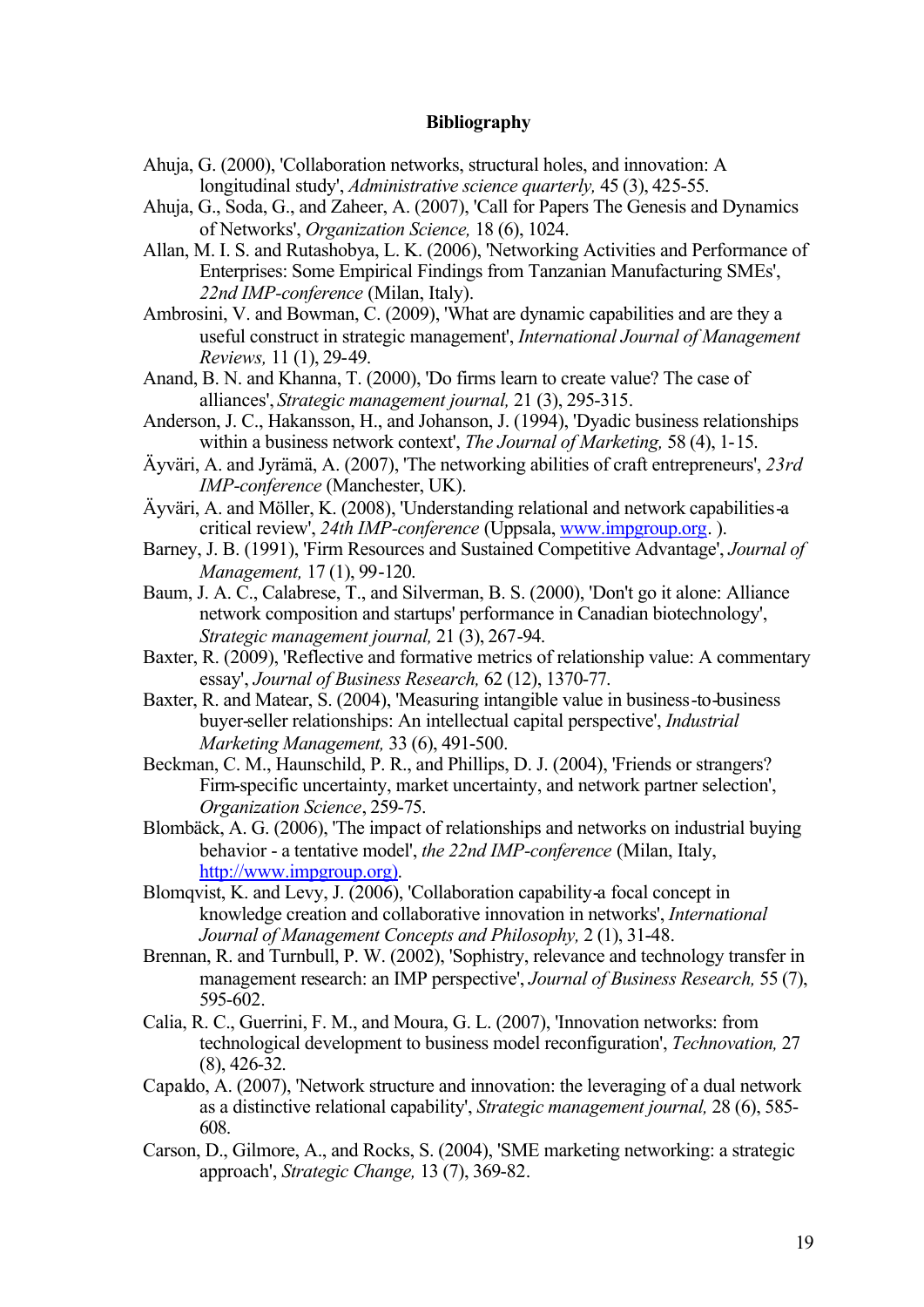## Bibliography

Ahuja, G. (2000), 'Collaboration networks, structural holes, and innovation: A longitudinal study', *Administrative science quarterly,* 45 (3), 425-55.

Ahuja, G., Soda, G., and Zaheer, A. (2007), 'Call for Papers The Genesis and Dynamics of Networks', *Organization Science,* 18 (6), 1024.

Allan, M. I. S. and Rutashobya, L. K. (2006), 'Networking Activities and Performance of Enterprises: Some Empirical Findings from Tanzanian Manufacturing SMEs', *22nd IMP-conference* (Milan, Italy).

Ambrosini, V. and Bowman, C. (2009), 'What are dynamic capabilities and are they a useful construct in strategic management', *International Journal of Management Reviews,* 11 (1), 29-49.

Anand, B. N. and Khanna, T. (2000), 'Do firms learn to create value? The case of alliances', *Strategic management journal,* 21 (3), 295-315.

Anderson, J. C., Hakansson, H., and Johanson, J. (1994), 'Dyadic business relationships within a business network context', *The Journal of Marketing,* 58 (4), 1-15.

Äyväri, A. and Jyrämä, A. (2007), 'The networking abilities of craft entrepreneurs', *23rd IMP-conference* (Manchester, UK).

Äyväri, A. and Möller, K. (2008), 'Understanding relational and network capabilities-a critical review', *24th IMP-conference* (Uppsala, www.impgroup.org. ).

Barney, J. B. (1991), 'Firm Resources and Sustained Competitive Advantage', *Journal of Management,* 17 (1), 99-120.

Baum, J. A. C., Calabrese, T., and Silverman, B. S. (2000), 'Don't go it alone: Alliance network composition and startups' performance in Canadian biotechnology', *Strategic management journal,* 21 (3), 267-94.

Baxter, R. (2009), 'Reflective and formative metrics of relationship value: A commentary essay', *Journal of Business Research,* 62 (12), 1370-77.

Baxter, R. and Matear, S. (2004), 'Measuring intangible value in business-to-business buyer-seller relationships: An intellectual capital perspective', *Industrial Marketing Management,* 33 (6), 491-500.

Beckman, C. M., Haunschild, P. R., and Phillips, D. J. (2004), 'Friends or strangers? Firm-specific uncertainty, market uncertainty, and network partner selection', *Organization Science*, 259-75.

Blombäck, A. G. (2006), 'The impact of relationships and networks on industrial buying behavior - a tentative model', *the 22nd IMP-conference* (Milan, Italy, http://www.impgroup.org).

Blomqvist, K. and Levy, J. (2006), 'Collaboration capability-a focal concept in knowledge creation and collaborative innovation in networks', *International Journal of Management Concepts and Philosophy,* 2 (1), 31-48.

Brennan, R. and Turnbull, P. W. (2002), 'Sophistry, relevance and technology transfer in management research: an IMP perspective', *Journal of Business Research,* 55 (7), 595-602.

Calia, R. C., Guerrini, F. M., and Moura, G. L. (2007), 'Innovation networks: from technological development to business model reconfiguration', *Technovation,* 27 (8), 426-32.

Capaldo, A. (2007), 'Network structure and innovation: the leveraging of a dual network as a distinctive relational capability', *Strategic management journal,* 28 (6), 585-608.

Carson, D., Gilmore, A., and Rocks, S. (2004), 'SME marketing networking: a strategic approach', *Strategic Change,* 13 (7), 369-82.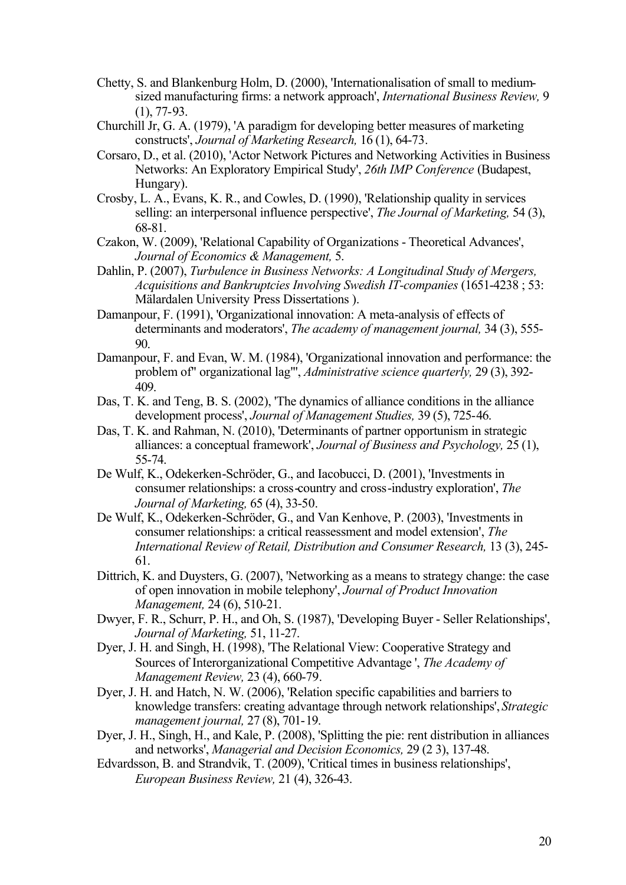Chetty, S. and Blankenburg Holm, D. (2000), 'Internationalisation of small to medium-sized manufacturing firms: a network approach', *International Business Review,* 9 (1), 77-93.

Churchill Jr, G. A. (1979), 'A paradigm for developing better measures of marketing constructs', *Journal of Marketing Research,* 16 (1), 64-73.

Corsaro, D., et al. (2010), 'Actor Network Pictures and Networking Activities in Business Networks: An Exploratory Empirical Study', *26th IMP Conference* (Budapest, Hungary).

Crosby, L. A., Evans, K. R., and Cowles, D. (1990), 'Relationship quality in services selling: an interpersonal influence perspective', *The Journal of Marketing,* 54 (3), 68-81.

Czakon, W. (2009), 'Relational Capability of Organizations - Theoretical Advances', *Journal of Economics & Management,* 5.

Dahlin, P. (2007), *Turbulence in Business Networks: A Longitudinal Study of Mergers, Acquisitions and Bankruptcies Involving Swedish IT-companies* (1651-4238 ; 53: Mälardalen University Press Dissertations ).

Damanpour, F. (1991), 'Organizational innovation: A meta-analysis of effects of determinants and moderators', *The academy of management journal,* 34 (3), 555-90.

Damanpour, F. and Evan, W. M. (1984), 'Organizational innovation and performance: the problem of" organizational lag"', *Administrative science quarterly,* 29 (3), 392-409.

Das, T. K. and Teng, B. S. (2002), 'The dynamics of alliance conditions in the alliance development process', *Journal of Management Studies,* 39 (5), 725-46.

Das, T. K. and Rahman, N. (2010), 'Determinants of partner opportunism in strategic alliances: a conceptual framework', *Journal of Business and Psychology,* 25 (1), 55-74.

De Wulf, K., Odekerken-Schröder, G., and Iacobucci, D. (2001), 'Investments in consumer relationships: a cross-country and cross-industry exploration', *The Journal of Marketing,* 65 (4), 33-50.

De Wulf, K., Odekerken-Schröder, G., and Van Kenhove, P. (2003), 'Investments in consumer relationships: a critical reassessment and model extension', *The International Review of Retail, Distribution and Consumer Research,* 13 (3), 245-61.

Dittrich, K. and Duysters, G. (2007), 'Networking as a means to strategy change: the case of open innovation in mobile telephony', *Journal of Product Innovation Management,* 24 (6), 510-21.

Dwyer, F. R., Schurr, P. H., and Oh, S. (1987), 'Developing Buyer - Seller Relationships', *Journal of Marketing,* 51, 11-27.

Dyer, J. H. and Singh, H. (1998), 'The Relational View: Cooperative Strategy and Sources of Interorganizational Competitive Advantage ', *The Academy of Management Review,* 23 (4), 660-79.

Dyer, J. H. and Hatch, N. W. (2006), 'Relation specific capabilities and barriers to knowledge transfers: creating advantage through network relationships', *Strategic management journal,* 27 (8), 701-19.

Dyer, J. H., Singh, H., and Kale, P. (2008), 'Splitting the pie: rent distribution in alliances and networks', *Managerial and Decision Economics,* 29 (2 3), 137-48.

Edvardsson, B. and Strandvik, T. (2009), 'Critical times in business relationships', *European Business Review,* 21 (4), 326-43.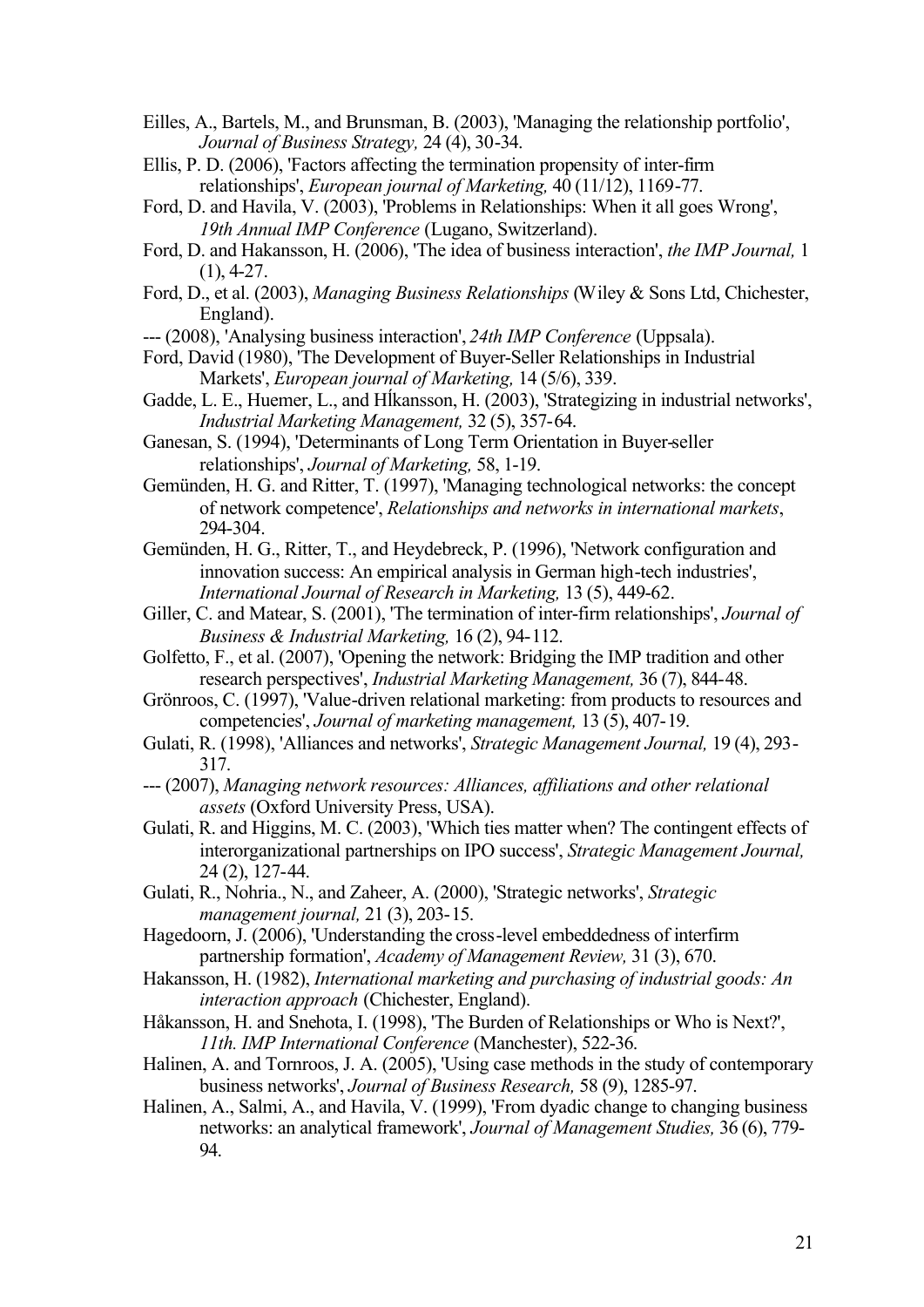Eilles, A., Bartels, M., and Brunsman, B. (2003), 'Managing the relationship portfolio', *Journal of Business Strategy,* 24 (4), 30-34.

Ellis, P. D. (2006), 'Factors affecting the termination propensity of inter-firm relationships', *European journal of Marketing,* 40 (11/12), 1169-77.

Ford, D. and Havila, V. (2003), 'Problems in Relationships: When it all goes Wrong', *19th Annual IMP Conference* (Lugano, Switzerland).

Ford, D. and Hakansson, H. (2006), 'The idea of business interaction', *the IMP Journal,* 1 (1), 4-27.

Ford, D., et al. (2003), *Managing Business Relationships* (Wiley & Sons Ltd, Chichester, England).

--- (2008), 'Analysing business interaction', *24th IMP Conference* (Uppsala).

Ford, David (1980), 'The Development of Buyer-Seller Relationships in Industrial Markets', *European journal of Marketing,* 14 (5/6), 339.

Gadde, L. E., Huemer, L., and HÍkansson, H. (2003), 'Strategizing in industrial networks', *Industrial Marketing Management,* 32 (5), 357-64.

Ganesan, S. (1994), 'Determinants of Long Term Orientation in Buyer-seller relationships', *Journal of Marketing,* 58, 1-19.

Gemünden, H. G. and Ritter, T. (1997), 'Managing technological networks: the concept of network competence', *Relationships and networks in international markets*, 294-304.

Gemünden, H. G., Ritter, T., and Heydebreck, P. (1996), 'Network configuration and innovation success: An empirical analysis in German high-tech industries', *International Journal of Research in Marketing,* 13 (5), 449-62.

Giller, C. and Matear, S. (2001), 'The termination of inter-firm relationships', *Journal of Business & Industrial Marketing,* 16 (2), 94-112.

Golfetto, F., et al. (2007), 'Opening the network: Bridging the IMP tradition and other research perspectives', *Industrial Marketing Management,* 36 (7), 844-48.

Grönroos, C. (1997), 'Value-driven relational marketing: from products to resources and competencies', *Journal of marketing management,* 13 (5), 407-19.

Gulati, R. (1998), 'Alliances and networks', *Strategic Management Journal,* 19 (4), 293-317.

--- (2007), *Managing network resources: Alliances, affiliations and other relational assets* (Oxford University Press, USA).

Gulati, R. and Higgins, M. C. (2003), 'Which ties matter when? The contingent effects of interorganizational partnerships on IPO success', *Strategic Management Journal,* 24 (2), 127-44.

Gulati, R., Nohria., N., and Zaheer, A. (2000), 'Strategic networks', *Strategic management journal,* 21 (3), 203-15.

Hagedoorn, J. (2006), 'Understanding the cross-level embeddedness of interfirm partnership formation', *Academy of Management Review,* 31 (3), 670.

Hakansson, H. (1982), *International marketing and purchasing of industrial goods: An interaction approach* (Chichester, England).

Håkansson, H. and Snehota, I. (1998), 'The Burden of Relationships or Who is Next?', *11th. IMP International Conference* (Manchester), 522-36.

Halinen, A. and Tornroos, J. A. (2005), 'Using case methods in the study of contemporary business networks', *Journal of Business Research,* 58 (9), 1285-97.

Halinen, A., Salmi, A., and Havila, V. (1999), 'From dyadic change to changing business networks: an analytical framework', *Journal of Management Studies,* 36 (6), 779-94.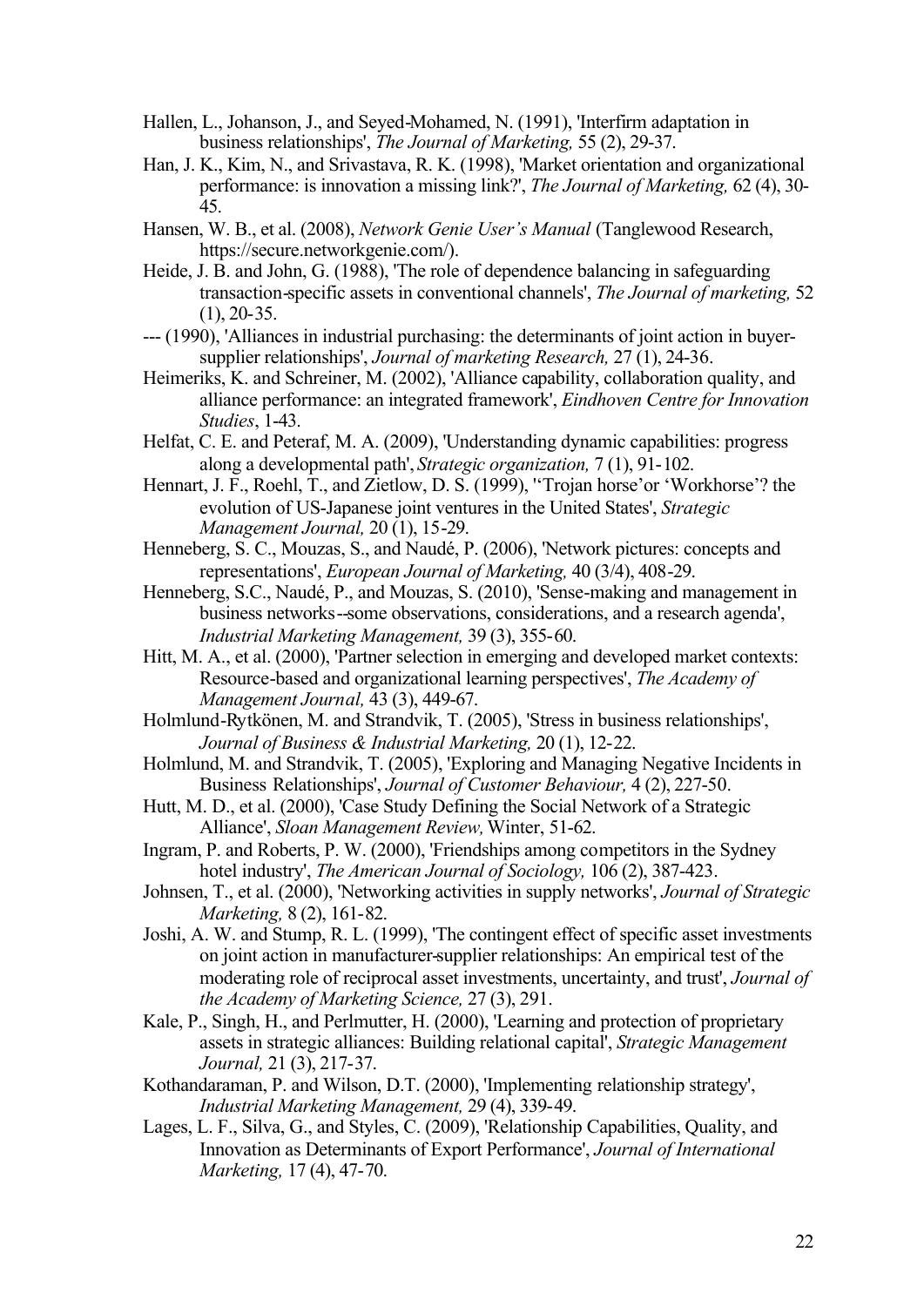Hallen, L., Johanson, J., and Seyed-Mohamed, N. (1991), 'Interfirm adaptation in business relationships', *The Journal of Marketing,* 55 (2), 29-37.

Han, J. K., Kim, N., and Srivastava, R. K. (1998), 'Market orientation and organizational performance: is innovation a missing link?', *The Journal of Marketing,* 62 (4), 30-45.

Hansen, W. B., et al. (2008), *Network Genie User's Manual* (Tanglewood Research, https://secure.networkgenie.com/).

Heide, J. B. and John, G. (1988), 'The role of dependence balancing in safeguarding transaction-specific assets in conventional channels', *The Journal of marketing,* 52 (1), 20-35.

--- (1990), 'Alliances in industrial purchasing: the determinants of joint action in buyer-supplier relationships', *Journal of marketing Research,* 27 (1), 24-36.

Heimeriks, K. and Schreiner, M. (2002), 'Alliance capability, collaboration quality, and alliance performance: an integrated framework', *Eindhoven Centre for Innovation Studies*, 1-43.

Helfat, C. E. and Peteraf, M. A. (2009), 'Understanding dynamic capabilities: progress along a developmental path', *Strategic organization,* 7 (1), 91-102.

Hennart, J. F., Roehl, T., and Zietlow, D. S. (1999), ''Trojan horse'or 'Workhorse'? the evolution of US-Japanese joint ventures in the United States', *Strategic Management Journal,* 20 (1), 15-29.

Henneberg, S. C., Mouzas, S., and Naudé, P. (2006), 'Network pictures: concepts and representations', *European Journal of Marketing,* 40 (3/4), 408-29.

Henneberg, S.C., Naudé, P., and Mouzas, S. (2010), 'Sense-making and management in business networks--some observations, considerations, and a research agenda', *Industrial Marketing Management,* 39 (3), 355-60.

Hitt, M. A., et al. (2000), 'Partner selection in emerging and developed market contexts: Resource-based and organizational learning perspectives', *The Academy of Management Journal,* 43 (3), 449-67.

Holmlund-Rytkönen, M. and Strandvik, T. (2005), 'Stress in business relationships', *Journal of Business & Industrial Marketing,* 20 (1), 12-22.

Holmlund, M. and Strandvik, T. (2005), 'Exploring and Managing Negative Incidents in Business Relationships', *Journal of Customer Behaviour,* 4 (2), 227-50.

Hutt, M. D., et al. (2000), 'Case Study Defining the Social Network of a Strategic Alliance', *Sloan Management Review,* Winter, 51-62.

Ingram, P. and Roberts, P. W. (2000), 'Friendships among competitors in the Sydney hotel industry', *The American Journal of Sociology,* 106 (2), 387-423.

Johnsen, T., et al. (2000), 'Networking activities in supply networks', *Journal of Strategic Marketing,* 8 (2), 161-82.

Joshi, A. W. and Stump, R. L. (1999), 'The contingent effect of specific asset investments on joint action in manufacturer-supplier relationships: An empirical test of the moderating role of reciprocal asset investments, uncertainty, and trust', *Journal of the Academy of Marketing Science,* 27 (3), 291.

Kale, P., Singh, H., and Perlmutter, H. (2000), 'Learning and protection of proprietary assets in strategic alliances: Building relational capital', *Strategic Management Journal,* 21 (3), 217-37.

Kothandaraman, P. and Wilson, D.T. (2000), 'Implementing relationship strategy', *Industrial Marketing Management,* 29 (4), 339-49.

Lages, L. F., Silva, G., and Styles, C. (2009), 'Relationship Capabilities, Quality, and Innovation as Determinants of Export Performance', *Journal of International Marketing,* 17 (4), 47-70.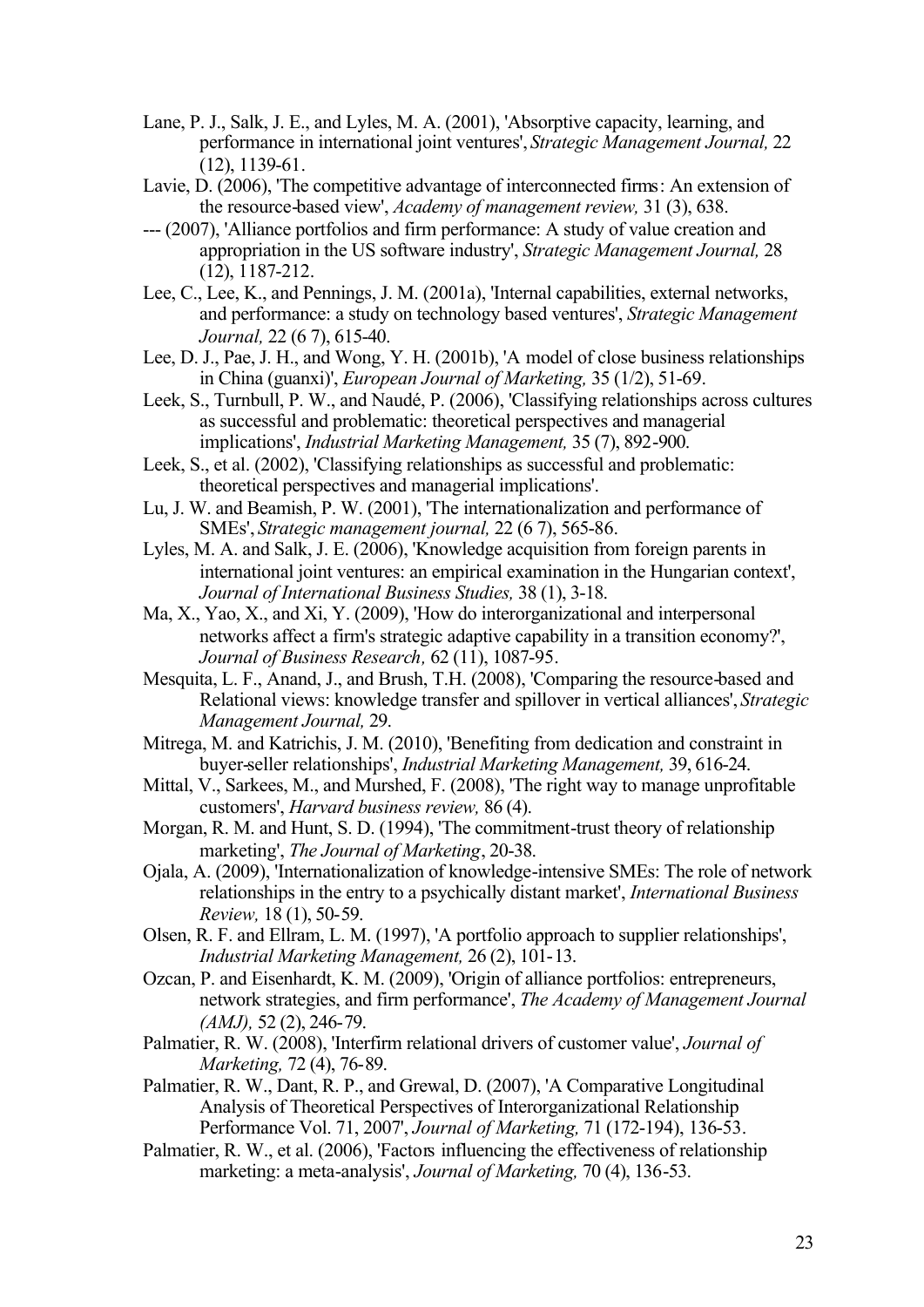Lane, P. J., Salk, J. E., and Lyles, M. A. (2001), 'Absorptive capacity, learning, and performance in international joint ventures', *Strategic Management Journal,* 22 (12), 1139-61.

Lavie, D. (2006), 'The competitive advantage of interconnected firms: An extension of the resource-based view', *Academy of management review,* 31 (3), 638.

--- (2007), 'Alliance portfolios and firm performance: A study of value creation and appropriation in the US software industry', *Strategic Management Journal,* 28 (12), 1187-212.

Lee, C., Lee, K., and Pennings, J. M. (2001a), 'Internal capabilities, external networks, and performance: a study on technology based ventures', *Strategic Management Journal,* 22 (6 7), 615-40.

Lee, D. J., Pae, J. H., and Wong, Y. H. (2001b), 'A model of close business relationships in China (guanxi)', *European Journal of Marketing,* 35 (1/2), 51-69.

Leek, S., Turnbull, P. W., and Naudé, P. (2006), 'Classifying relationships across cultures as successful and problematic: theoretical perspectives and managerial implications', *Industrial Marketing Management,* 35 (7), 892-900.

Leek, S., et al. (2002), 'Classifying relationships as successful and problematic: theoretical perspectives and managerial implications'.

Lu, J. W. and Beamish, P. W. (2001), 'The internationalization and performance of SMEs', *Strategic management journal,* 22 (6 7), 565-86.

Lyles, M. A. and Salk, J. E. (2006), 'Knowledge acquisition from foreign parents in international joint ventures: an empirical examination in the Hungarian context', *Journal of International Business Studies,* 38 (1), 3-18.

Ma, X., Yao, X., and Xi, Y. (2009), 'How do interorganizational and interpersonal networks affect a firm's strategic adaptive capability in a transition economy?', *Journal of Business Research,* 62 (11), 1087-95.

Mesquita, L. F., Anand, J., and Brush, T.H. (2008), 'Comparing the resource-based and Relational views: knowledge transfer and spillover in vertical alliances', *Strategic Management Journal,* 29.

Mitrega, M. and Katrichis, J. M. (2010), 'Benefiting from dedication and constraint in buyer-seller relationships', *Industrial Marketing Management,* 39, 616-24.

Mittal, V., Sarkees, M., and Murshed, F. (2008), 'The right way to manage unprofitable customers', *Harvard business review,* 86 (4).

Morgan, R. M. and Hunt, S. D. (1994), 'The commitment-trust theory of relationship marketing', *The Journal of Marketing*, 20-38.

Ojala, A. (2009), 'Internationalization of knowledge-intensive SMEs: The role of network relationships in the entry to a psychically distant market', *International Business Review,* 18 (1), 50-59.

Olsen, R. F. and Ellram, L. M. (1997), 'A portfolio approach to supplier relationships', *Industrial Marketing Management,* 26 (2), 101-13.

Ozcan, P. and Eisenhardt, K. M. (2009), 'Origin of alliance portfolios: entrepreneurs, network strategies, and firm performance', *The Academy of Management Journal (AMJ),* 52 (2), 246-79.

Palmatier, R. W. (2008), 'Interfirm relational drivers of customer value', *Journal of Marketing,* 72 (4), 76-89.

Palmatier, R. W., Dant, R. P., and Grewal, D. (2007), 'A Comparative Longitudinal Analysis of Theoretical Perspectives of Interorganizational Relationship Performance Vol. 71, 2007', *Journal of Marketing,* 71 (172-194), 136-53.

Palmatier, R. W., et al. (2006), 'Factors influencing the effectiveness of relationship marketing: a meta-analysis', *Journal of Marketing,* 70 (4), 136-53.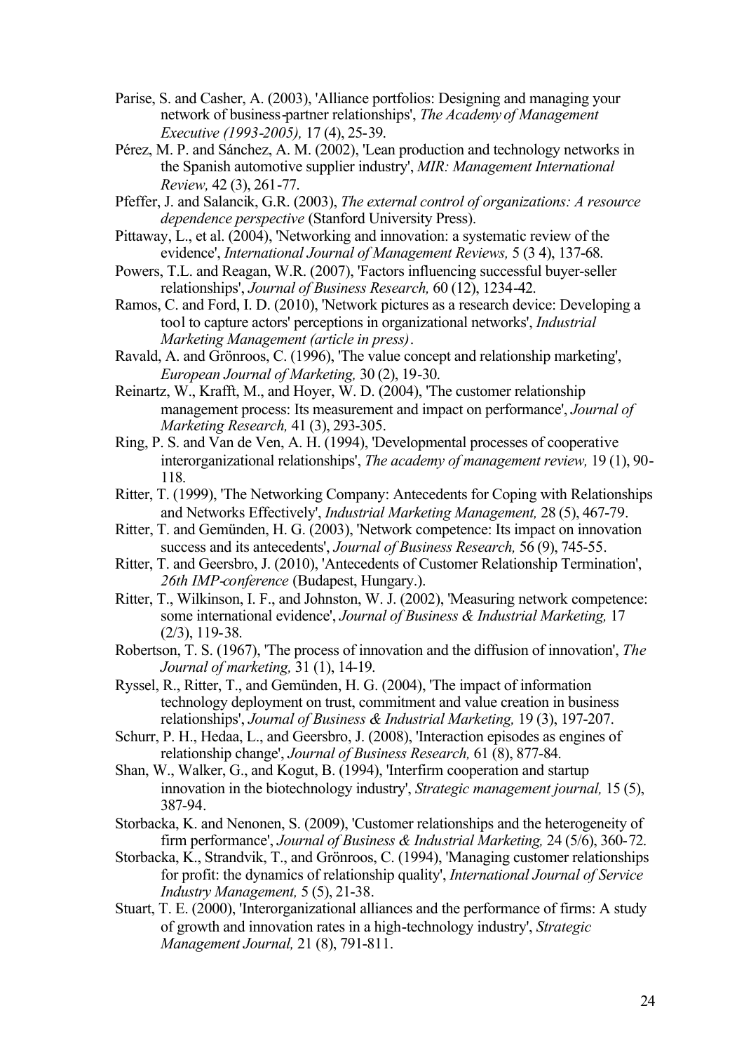Parise, S. and Casher, A. (2003), 'Alliance portfolios: Designing and managing your network of business-partner relationships', *The Academy of Management Executive (1993-2005),* 17 (4), 25-39.

Pérez, M. P. and Sánchez, A. M. (2002), 'Lean production and technology networks in the Spanish automotive supplier industry', *MIR: Management International Review,* 42 (3), 261-77.

Pfeffer, J. and Salancik, G.R. (2003), *The external control of organizations: A resource dependence perspective* (Stanford University Press).

Pittaway, L., et al. (2004), 'Networking and innovation: a systematic review of the evidence', *International Journal of Management Reviews,* 5 (3 4), 137-68.

Powers, T.L. and Reagan, W.R. (2007), 'Factors influencing successful buyer-seller relationships', *Journal of Business Research,* 60 (12), 1234-42.

Ramos, C. and Ford, I. D. (2010), 'Network pictures as a research device: Developing a tool to capture actors' perceptions in organizational networks', *Industrial Marketing Management (article in press)*.

Ravald, A. and Grönroos, C. (1996), 'The value concept and relationship marketing', *European Journal of Marketing,* 30 (2), 19-30.

Reinartz, W., Krafft, M., and Hoyer, W. D. (2004), 'The customer relationship management process: Its measurement and impact on performance', *Journal of Marketing Research,* 41 (3), 293-305.

Ring, P. S. and Van de Ven, A. H. (1994), 'Developmental processes of cooperative interorganizational relationships', *The academy of management review,* 19 (1), 90-118.

Ritter, T. (1999), 'The Networking Company: Antecedents for Coping with Relationships and Networks Effectively', *Industrial Marketing Management,* 28 (5), 467-79.

Ritter, T. and Gemünden, H. G. (2003), 'Network competence: Its impact on innovation success and its antecedents', *Journal of Business Research,* 56 (9), 745-55.

Ritter, T. and Geersbro, J. (2010), 'Antecedents of Customer Relationship Termination', *26th IMP-conference* (Budapest, Hungary.).

Ritter, T., Wilkinson, I. F., and Johnston, W. J. (2002), 'Measuring network competence: some international evidence', *Journal of Business & Industrial Marketing,* 17 (2/3), 119-38.

Robertson, T. S. (1967), 'The process of innovation and the diffusion of innovation', *The Journal of marketing,* 31 (1), 14-19.

Ryssel, R., Ritter, T., and Gemünden, H. G. (2004), 'The impact of information technology deployment on trust, commitment and value creation in business relationships', *Journal of Business & Industrial Marketing,* 19 (3), 197-207.

Schurr, P. H., Hedaa, L., and Geersbro, J. (2008), 'Interaction episodes as engines of relationship change', *Journal of Business Research,* 61 (8), 877-84.

Shan, W., Walker, G., and Kogut, B. (1994), 'Interfirm cooperation and startup innovation in the biotechnology industry', *Strategic management journal,* 15 (5), 387-94.

Storbacka, K. and Nenonen, S. (2009), 'Customer relationships and the heterogeneity of firm performance', *Journal of Business & Industrial Marketing,* 24 (5/6), 360-72.

Storbacka, K., Strandvik, T., and Grönroos, C. (1994), 'Managing customer relationships for profit: the dynamics of relationship quality', *International Journal of Service Industry Management,* 5 (5), 21-38.

Stuart, T. E. (2000), 'Interorganizational alliances and the performance of firms: A study of growth and innovation rates in a high-technology industry', *Strategic Management Journal,* 21 (8), 791-811.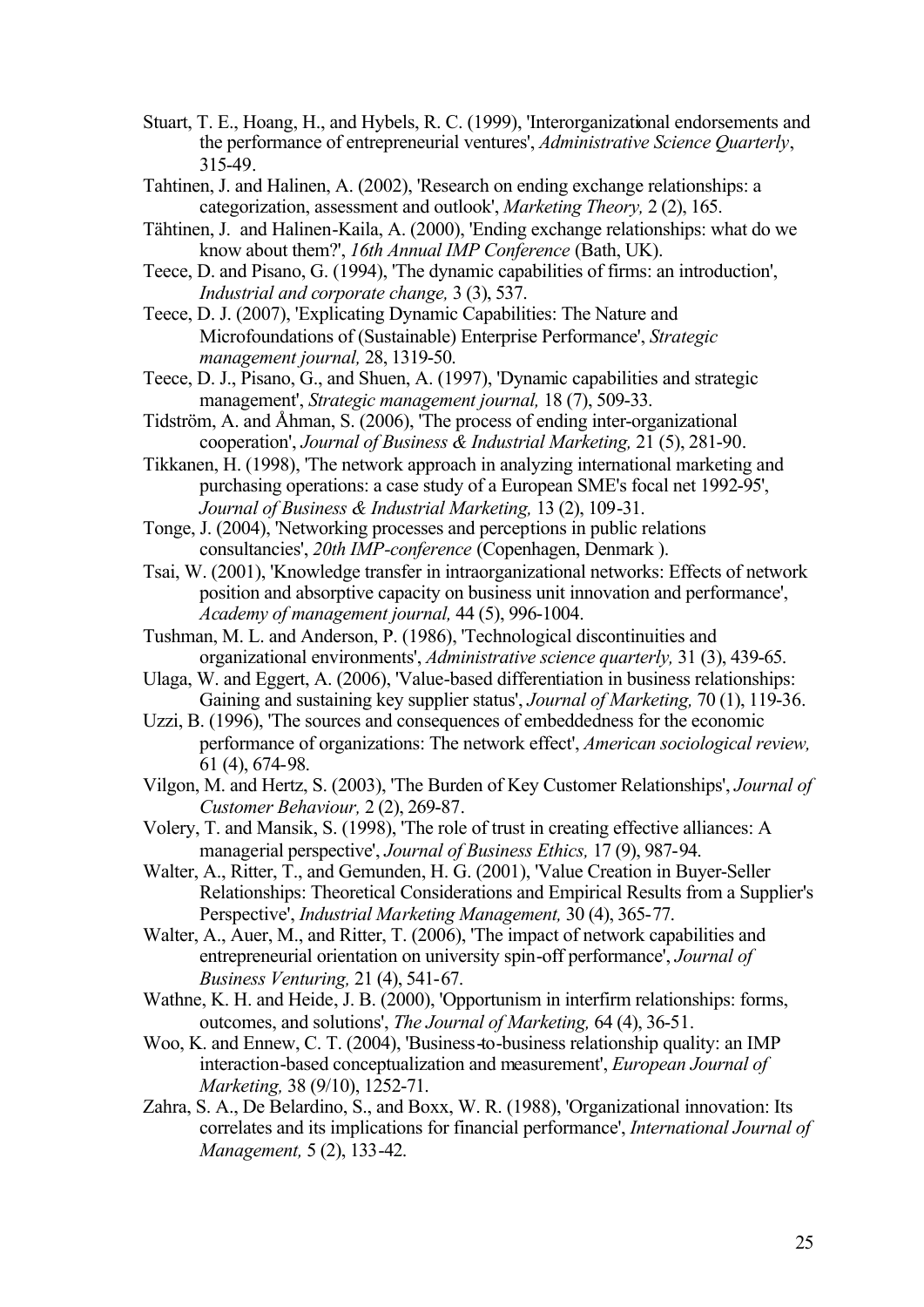Stuart, T. E., Hoang, H., and Hybels, R. C. (1999), 'Interorganizational endorsements and the performance of entrepreneurial ventures', *Administrative Science Quarterly*, 315-49.

Tahtinen, J. and Halinen, A. (2002), 'Research on ending exchange relationships: a categorization, assessment and outlook', *Marketing Theory,* 2 (2), 165.

Tähtinen, J. and Halinen-Kaila, A. (2000), 'Ending exchange relationships: what do we know about them?', *16th Annual IMP Conference* (Bath, UK).

Teece, D. and Pisano, G. (1994), 'The dynamic capabilities of firms: an introduction', *Industrial and corporate change,* 3 (3), 537.

Teece, D. J. (2007), 'Explicating Dynamic Capabilities: The Nature and Microfoundations of (Sustainable) Enterprise Performance', *Strategic management journal,* 28, 1319-50.

Teece, D. J., Pisano, G., and Shuen, A. (1997), 'Dynamic capabilities and strategic management', *Strategic management journal,* 18 (7), 509-33.

Tidström, A. and Åhman, S. (2006), 'The process of ending inter-organizational cooperation', *Journal of Business & Industrial Marketing,* 21 (5), 281-90.

Tikkanen, H. (1998), 'The network approach in analyzing international marketing and purchasing operations: a case study of a European SME's focal net 1992-95', *Journal of Business & Industrial Marketing,* 13 (2), 109-31.

Tonge, J. (2004), 'Networking processes and perceptions in public relations consultancies', *20th IMP-conference* (Copenhagen, Denmark ).

Tsai, W. (2001), 'Knowledge transfer in intraorganizational networks: Effects of network position and absorptive capacity on business unit innovation and performance', *Academy of management journal,* 44 (5), 996-1004.

Tushman, M. L. and Anderson, P. (1986), 'Technological discontinuities and organizational environments', *Administrative science quarterly,* 31 (3), 439-65.

Ulaga, W. and Eggert, A. (2006), 'Value-based differentiation in business relationships: Gaining and sustaining key supplier status', *Journal of Marketing,* 70 (1), 119-36.

Uzzi, B. (1996), 'The sources and consequences of embeddedness for the economic performance of organizations: The network effect', *American sociological review,* 61 (4), 674-98.

Vilgon, M. and Hertz, S. (2003), 'The Burden of Key Customer Relationships', *Journal of Customer Behaviour,* 2 (2), 269-87.

Volery, T. and Mansik, S. (1998), 'The role of trust in creating effective alliances: A managerial perspective', *Journal of Business Ethics,* 17 (9), 987-94.

Walter, A., Ritter, T., and Gemunden, H. G. (2001), 'Value Creation in Buyer-Seller Relationships: Theoretical Considerations and Empirical Results from a Supplier's Perspective', *Industrial Marketing Management,* 30 (4), 365-77.

Walter, A., Auer, M., and Ritter, T. (2006), 'The impact of network capabilities and entrepreneurial orientation on university spin-off performance', *Journal of Business Venturing,* 21 (4), 541-67.

Wathne, K. H. and Heide, J. B. (2000), 'Opportunism in interfirm relationships: forms, outcomes, and solutions', *The Journal of Marketing,* 64 (4), 36-51.

Woo, K. and Ennew, C. T. (2004), 'Business-to-business relationship quality: an IMP interaction-based conceptualization and measurement', *European Journal of Marketing,* 38 (9/10), 1252-71.

Zahra, S. A., De Belardino, S., and Boxx, W. R. (1988), 'Organizational innovation: Its correlates and its implications for financial performance', *International Journal of Management,* 5 (2), 133-42.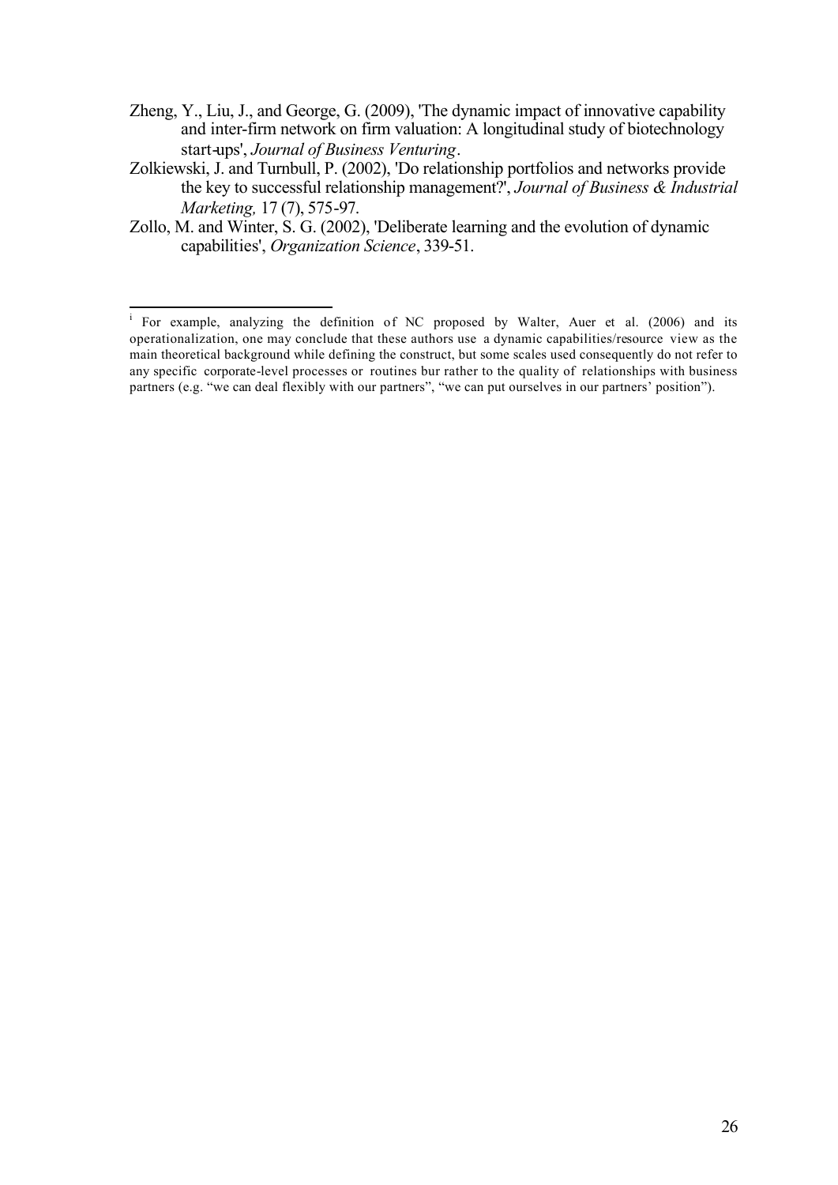Zheng, Y., Liu, J., and George, G. (2009), 'The dynamic impact of innovative capability and inter-firm network on firm valuation: A longitudinal study of biotechnology start-ups', *Journal of Business Venturing*.

Zolkiewski, J. and Turnbull, P. (2002), 'Do relationship portfolios and networks provide the key to successful relationship management?', *Journal of Business & Industrial Marketing,* 17 (7), 575-97.

Zollo, M. and Winter, S. G. (2002), 'Deliberate learning and the evolution of dynamic capabilities', *Organization Science*, 339-51.

---

[i] For example, analyzing the definition of NC proposed by Walter, Auer et al. (2006) and its operationalization, one may conclude that these authors use a dynamic capabilities/resource view as the main theoretical background while defining the construct, but some scales used consequently do not refer to any specific corporate-level processes or routines bur rather to the quality of relationships with business partners (e.g. "we can deal flexibly with our partners", "we can put ourselves in our partners' position").